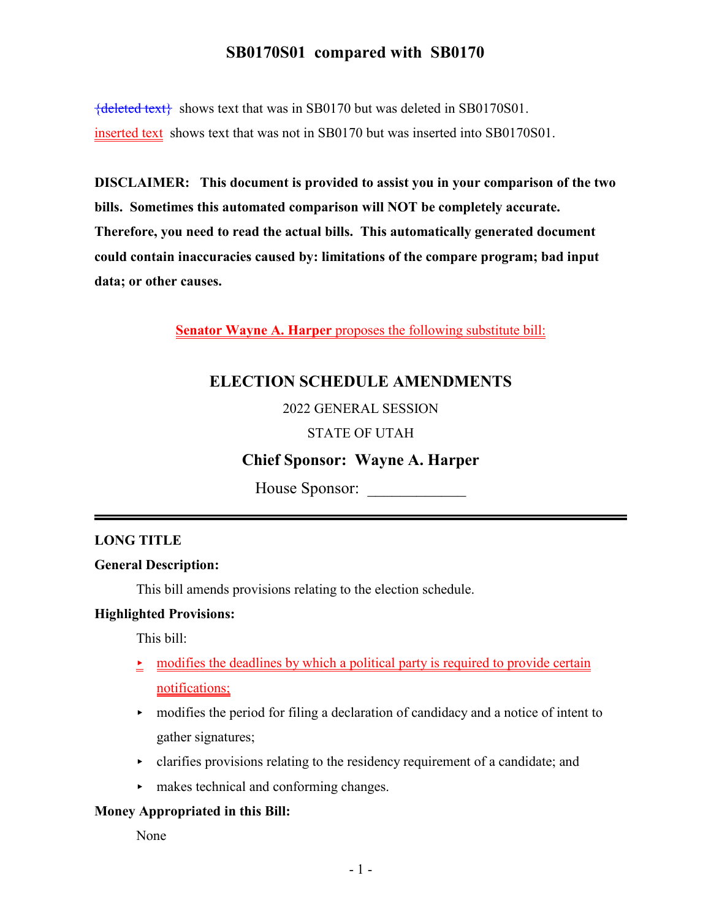# SB0170S01 compared with SB0170

{deleted text} shows text that was in SB0170 but was deleted in SB0170S01.

inserted text shows text that was not in SB0170 but was inserted into SB0170S01.

**DISCLAIMER: This document is provided to assist you in your comparison of the two bills. Sometimes this automated comparison will NOT be completely accurate. Therefore, you need to read the actual bills. This automatically generated document could contain inaccuracies caused by: limitations of the compare program; bad input data; or other causes.**

**Senator Wayne A. Harper** proposes the following substitute bill:

## ELECTION SCHEDULE AMENDMENTS

2022 GENERAL SESSION

STATE OF UTAH

**Chief Sponsor: Wayne A. Harper**

House Sponsor: ____________

---

**LONG TITLE**

**General Description:**

This bill amends provisions relating to the election schedule.

**Highlighted Provisions:**

This bill:

- modifies the deadlines by which a political party is required to provide certain notifications;
- modifies the period for filing a declaration of candidacy and a notice of intent to gather signatures;
- clarifies provisions relating to the residency requirement of a candidate; and
- makes technical and conforming changes.

**Money Appropriated in this Bill:**

None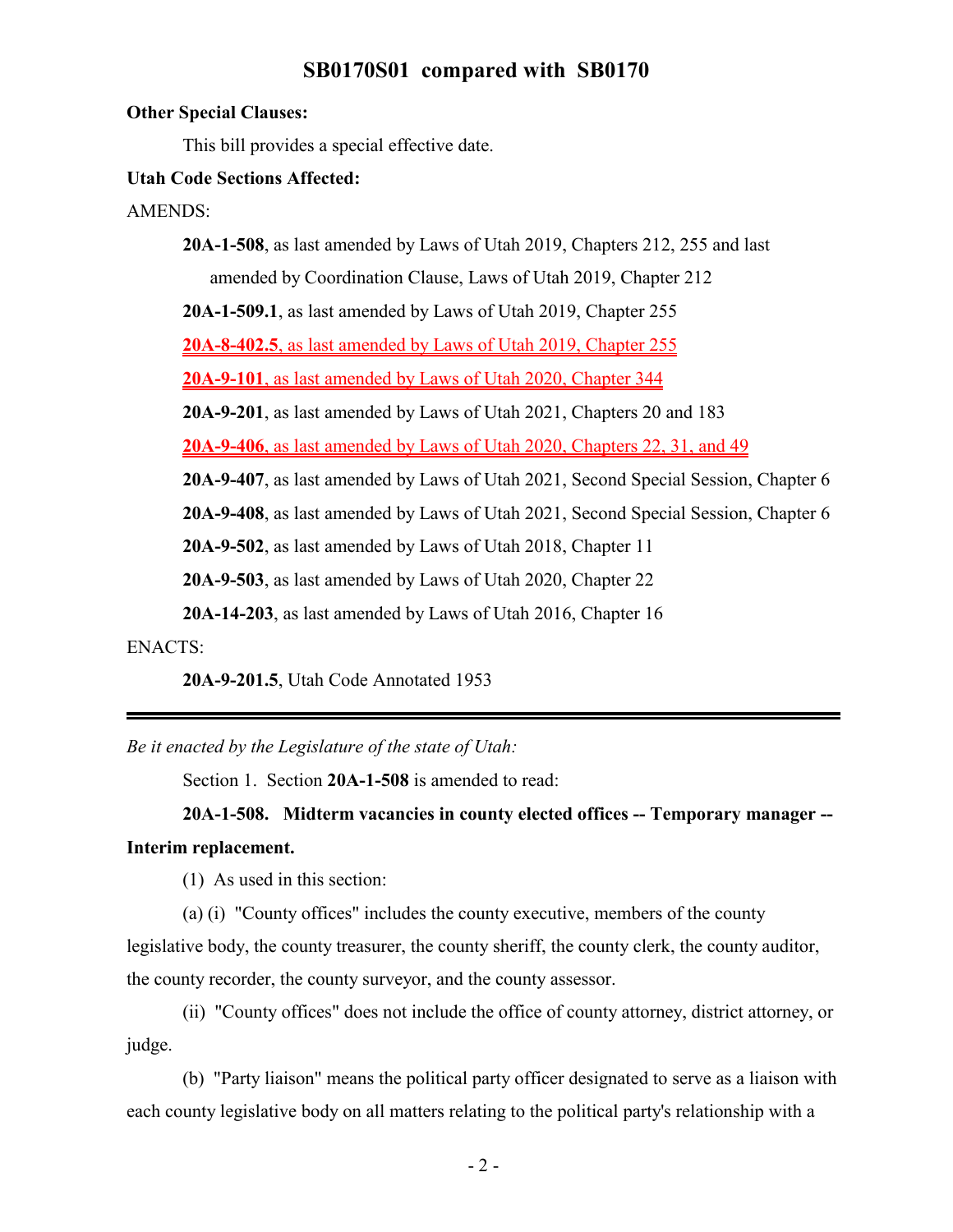**Other Special Clauses:**

This bill provides a special effective date.

**Utah Code Sections Affected:**

AMENDS:

**20A-1-508**, as last amended by Laws of Utah 2019, Chapters 212, 255 and last amended by Coordination Clause, Laws of Utah 2019, Chapter 212

**20A-1-509.1**, as last amended by Laws of Utah 2019, Chapter 255

**20A-8-402.5**, as last amended by Laws of Utah 2019, Chapter 255

**20A-9-101**, as last amended by Laws of Utah 2020, Chapter 344

**20A-9-201**, as last amended by Laws of Utah 2021, Chapters 20 and 183

**20A-9-406**, as last amended by Laws of Utah 2020, Chapters 22, 31, and 49

**20A-9-407**, as last amended by Laws of Utah 2021, Second Special Session, Chapter 6

**20A-9-408**, as last amended by Laws of Utah 2021, Second Special Session, Chapter 6

**20A-9-502**, as last amended by Laws of Utah 2018, Chapter 11

**20A-9-503**, as last amended by Laws of Utah 2020, Chapter 22

**20A-14-203**, as last amended by Laws of Utah 2016, Chapter 16

ENACTS:

**20A-9-201.5**, Utah Code Annotated 1953

---

*Be it enacted by the Legislature of the state of Utah:*

Section 1. Section **20A-1-508** is amended to read:

**20A-1-508. Midterm vacancies in county elected offices -- Temporary manager -- Interim replacement.**

(1) As used in this section:

(a) (i) "County offices" includes the county executive, members of the county legislative body, the county treasurer, the county sheriff, the county clerk, the county auditor, the county recorder, the county surveyor, and the county assessor.

(ii) "County offices" does not include the office of county attorney, district attorney, or judge.

(b) "Party liaison" means the political party officer designated to serve as a liaison with each county legislative body on all matters relating to the political party's relationship with a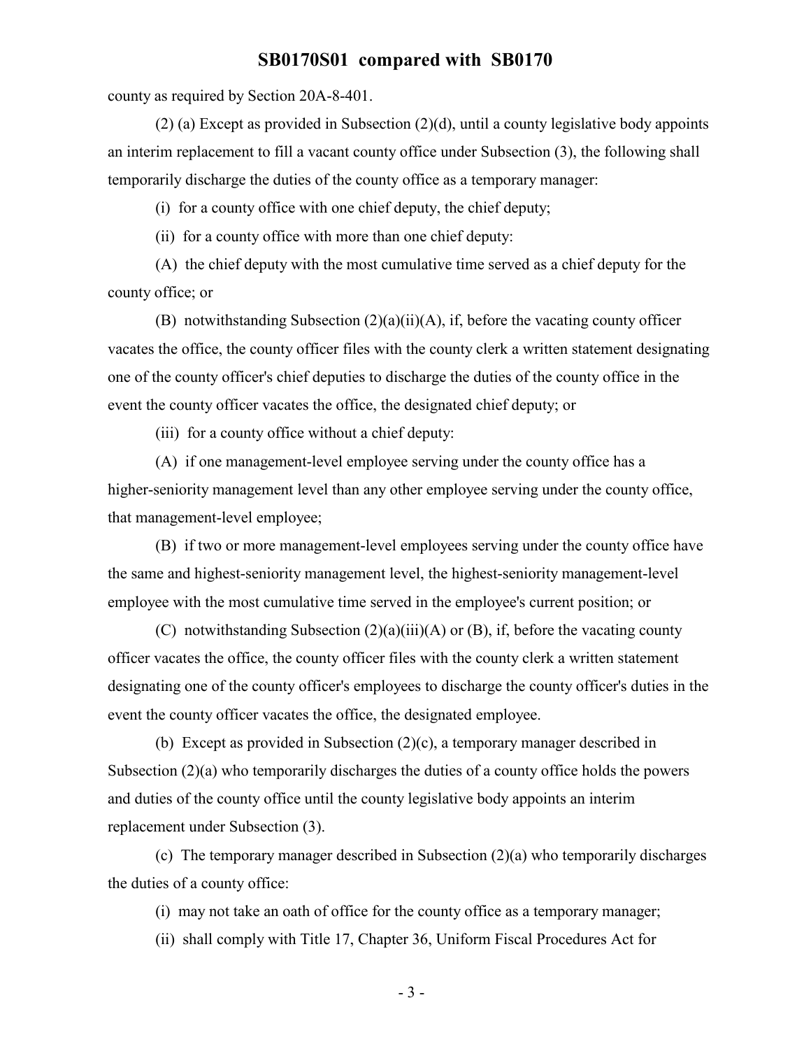county as required by Section 20A-8-401.

(2) (a) Except as provided in Subsection (2)(d), until a county legislative body appoints an interim replacement to fill a vacant county office under Subsection (3), the following shall temporarily discharge the duties of the county office as a temporary manager:

(i) for a county office with one chief deputy, the chief deputy;

(ii) for a county office with more than one chief deputy:

(A) the chief deputy with the most cumulative time served as a chief deputy for the county office; or

(B) notwithstanding Subsection (2)(a)(ii)(A), if, before the vacating county officer vacates the office, the county officer files with the county clerk a written statement designating one of the county officer's chief deputies to discharge the duties of the county office in the event the county officer vacates the office, the designated chief deputy; or

(iii) for a county office without a chief deputy:

(A) if one management-level employee serving under the county office has a higher-seniority management level than any other employee serving under the county office, that management-level employee;

(B) if two or more management-level employees serving under the county office have the same and highest-seniority management level, the highest-seniority management-level employee with the most cumulative time served in the employee's current position; or

(C) notwithstanding Subsection (2)(a)(iii)(A) or (B), if, before the vacating county officer vacates the office, the county officer files with the county clerk a written statement designating one of the county officer's employees to discharge the county officer's duties in the event the county officer vacates the office, the designated employee.

(b) Except as provided in Subsection (2)(c), a temporary manager described in Subsection (2)(a) who temporarily discharges the duties of a county office holds the powers and duties of the county office until the county legislative body appoints an interim replacement under Subsection (3).

(c) The temporary manager described in Subsection (2)(a) who temporarily discharges the duties of a county office:

(i) may not take an oath of office for the county office as a temporary manager;

(ii) shall comply with Title 17, Chapter 36, Uniform Fiscal Procedures Act for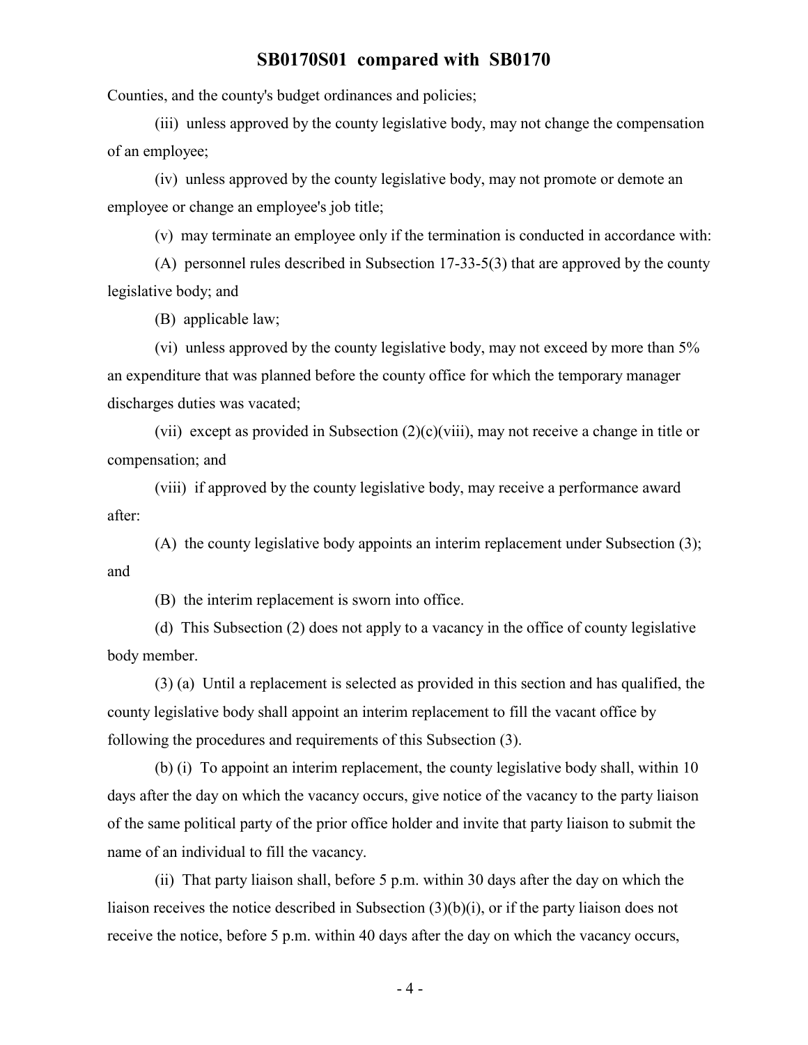Counties, and the county's budget ordinances and policies;

(iii) unless approved by the county legislative body, may not change the compensation of an employee;

(iv) unless approved by the county legislative body, may not promote or demote an employee or change an employee's job title;

(v) may terminate an employee only if the termination is conducted in accordance with:

(A) personnel rules described in Subsection 17-33-5(3) that are approved by the county legislative body; and

(B) applicable law;

(vi) unless approved by the county legislative body, may not exceed by more than 5% an expenditure that was planned before the county office for which the temporary manager discharges duties was vacated;

(vii) except as provided in Subsection (2)(c)(viii), may not receive a change in title or compensation; and

(viii) if approved by the county legislative body, may receive a performance award after:

(A) the county legislative body appoints an interim replacement under Subsection (3); and

(B) the interim replacement is sworn into office.

(d) This Subsection (2) does not apply to a vacancy in the office of county legislative body member.

(3) (a) Until a replacement is selected as provided in this section and has qualified, the county legislative body shall appoint an interim replacement to fill the vacant office by following the procedures and requirements of this Subsection (3).

(b) (i) To appoint an interim replacement, the county legislative body shall, within 10 days after the day on which the vacancy occurs, give notice of the vacancy to the party liaison of the same political party of the prior office holder and invite that party liaison to submit the name of an individual to fill the vacancy.

(ii) That party liaison shall, before 5 p.m. within 30 days after the day on which the liaison receives the notice described in Subsection (3)(b)(i), or if the party liaison does not receive the notice, before 5 p.m. within 40 days after the day on which the vacancy occurs,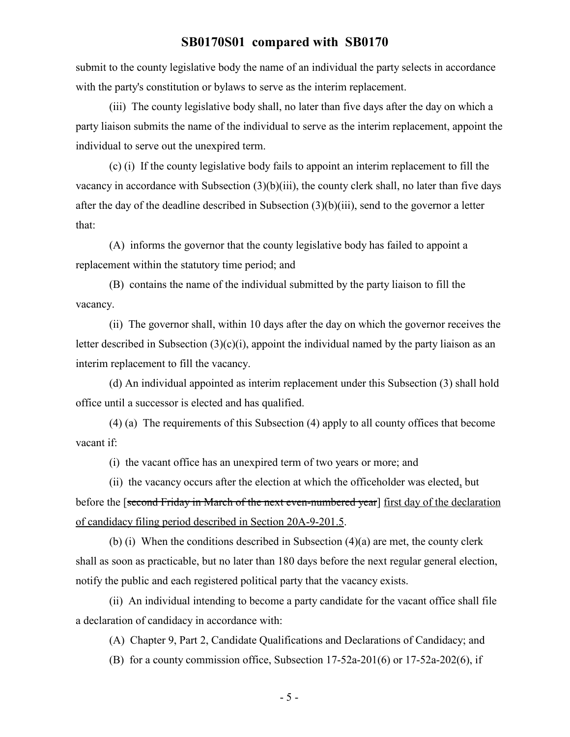submit to the county legislative body the name of an individual the party selects in accordance with the party's constitution or bylaws to serve as the interim replacement.

(iii) The county legislative body shall, no later than five days after the day on which a party liaison submits the name of the individual to serve as the interim replacement, appoint the individual to serve out the unexpired term.

(c) (i) If the county legislative body fails to appoint an interim replacement to fill the vacancy in accordance with Subsection (3)(b)(iii), the county clerk shall, no later than five days after the day of the deadline described in Subsection (3)(b)(iii), send to the governor a letter that:

(A) informs the governor that the county legislative body has failed to appoint a replacement within the statutory time period; and

(B) contains the name of the individual submitted by the party liaison to fill the vacancy.

(ii) The governor shall, within 10 days after the day on which the governor receives the letter described in Subsection (3)(c)(i), appoint the individual named by the party liaison as an interim replacement to fill the vacancy.

(d) An individual appointed as interim replacement under this Subsection (3) shall hold office until a successor is elected and has qualified.

(4) (a) The requirements of this Subsection (4) apply to all county offices that become vacant if:

(i) the vacant office has an unexpired term of two years or more; and

(ii) the vacancy occurs after the election at which the officeholder was elected, but before the [~~second Friday in March of the next even-numbered year~~] first day of the declaration of candidacy filing period described in Section 20A-9-201.5.

(b) (i) When the conditions described in Subsection (4)(a) are met, the county clerk shall as soon as practicable, but no later than 180 days before the next regular general election, notify the public and each registered political party that the vacancy exists.

(ii) An individual intending to become a party candidate for the vacant office shall file a declaration of candidacy in accordance with:

(A) Chapter 9, Part 2, Candidate Qualifications and Declarations of Candidacy; and

(B) for a county commission office, Subsection 17-52a-201(6) or 17-52a-202(6), if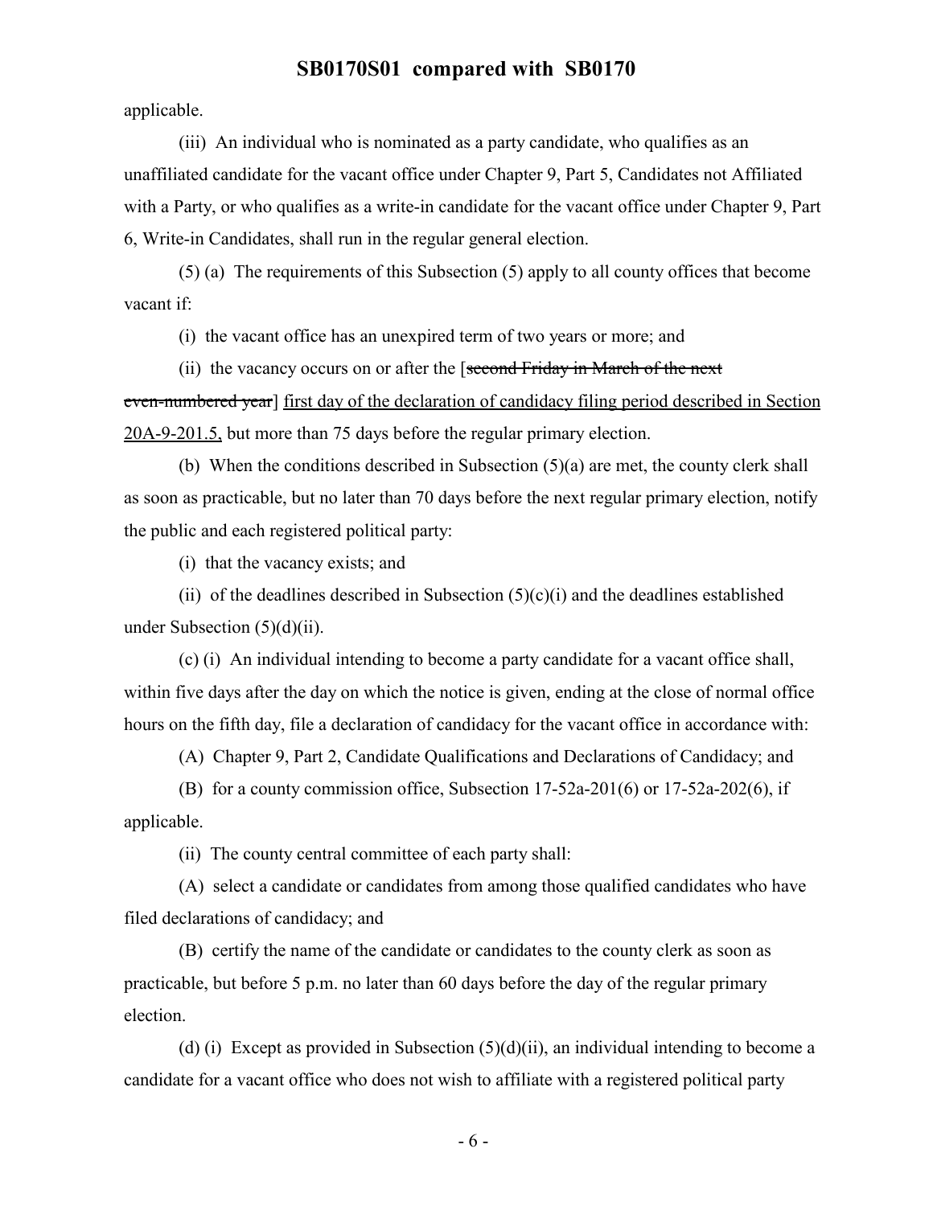applicable.

(iii) An individual who is nominated as a party candidate, who qualifies as an unaffiliated candidate for the vacant office under Chapter 9, Part 5, Candidates not Affiliated with a Party, or who qualifies as a write-in candidate for the vacant office under Chapter 9, Part 6, Write-in Candidates, shall run in the regular general election.

(5) (a) The requirements of this Subsection (5) apply to all county offices that become vacant if:

(i) the vacant office has an unexpired term of two years or more; and

(ii) the vacancy occurs on or after the [~~second Friday in March of the next even-numbered year~~] first day of the declaration of candidacy filing period described in Section 20A-9-201.5, but more than 75 days before the regular primary election.

(b) When the conditions described in Subsection (5)(a) are met, the county clerk shall as soon as practicable, but no later than 70 days before the next regular primary election, notify the public and each registered political party:

(i) that the vacancy exists; and

(ii) of the deadlines described in Subsection (5)(c)(i) and the deadlines established under Subsection (5)(d)(ii).

(c) (i) An individual intending to become a party candidate for a vacant office shall, within five days after the day on which the notice is given, ending at the close of normal office hours on the fifth day, file a declaration of candidacy for the vacant office in accordance with:

(A) Chapter 9, Part 2, Candidate Qualifications and Declarations of Candidacy; and

(B) for a county commission office, Subsection 17-52a-201(6) or 17-52a-202(6), if applicable.

(ii) The county central committee of each party shall:

(A) select a candidate or candidates from among those qualified candidates who have filed declarations of candidacy; and

(B) certify the name of the candidate or candidates to the county clerk as soon as practicable, but before 5 p.m. no later than 60 days before the day of the regular primary election.

(d) (i) Except as provided in Subsection (5)(d)(ii), an individual intending to become a candidate for a vacant office who does not wish to affiliate with a registered political party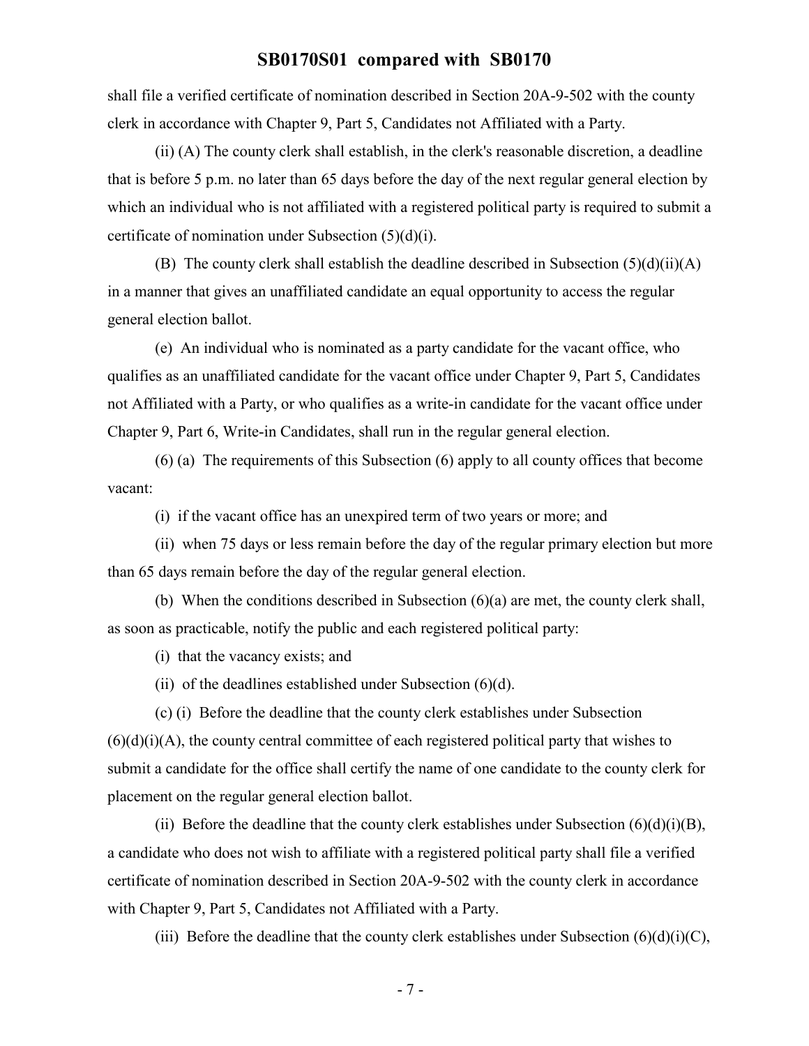shall file a verified certificate of nomination described in Section 20A-9-502 with the county clerk in accordance with Chapter 9, Part 5, Candidates not Affiliated with a Party.

(ii) (A) The county clerk shall establish, in the clerk's reasonable discretion, a deadline that is before 5 p.m. no later than 65 days before the day of the next regular general election by which an individual who is not affiliated with a registered political party is required to submit a certificate of nomination under Subsection (5)(d)(i).

(B) The county clerk shall establish the deadline described in Subsection (5)(d)(ii)(A) in a manner that gives an unaffiliated candidate an equal opportunity to access the regular general election ballot.

(e) An individual who is nominated as a party candidate for the vacant office, who qualifies as an unaffiliated candidate for the vacant office under Chapter 9, Part 5, Candidates not Affiliated with a Party, or who qualifies as a write-in candidate for the vacant office under Chapter 9, Part 6, Write-in Candidates, shall run in the regular general election.

(6) (a) The requirements of this Subsection (6) apply to all county offices that become vacant:

(i) if the vacant office has an unexpired term of two years or more; and

(ii) when 75 days or less remain before the day of the regular primary election but more than 65 days remain before the day of the regular general election.

(b) When the conditions described in Subsection (6)(a) are met, the county clerk shall, as soon as practicable, notify the public and each registered political party:

(i) that the vacancy exists; and

(ii) of the deadlines established under Subsection (6)(d).

(c) (i) Before the deadline that the county clerk establishes under Subsection (6)(d)(i)(A), the county central committee of each registered political party that wishes to submit a candidate for the office shall certify the name of one candidate to the county clerk for placement on the regular general election ballot.

(ii) Before the deadline that the county clerk establishes under Subsection (6)(d)(i)(B), a candidate who does not wish to affiliate with a registered political party shall file a verified certificate of nomination described in Section 20A-9-502 with the county clerk in accordance with Chapter 9, Part 5, Candidates not Affiliated with a Party.

(iii) Before the deadline that the county clerk establishes under Subsection (6)(d)(i)(C),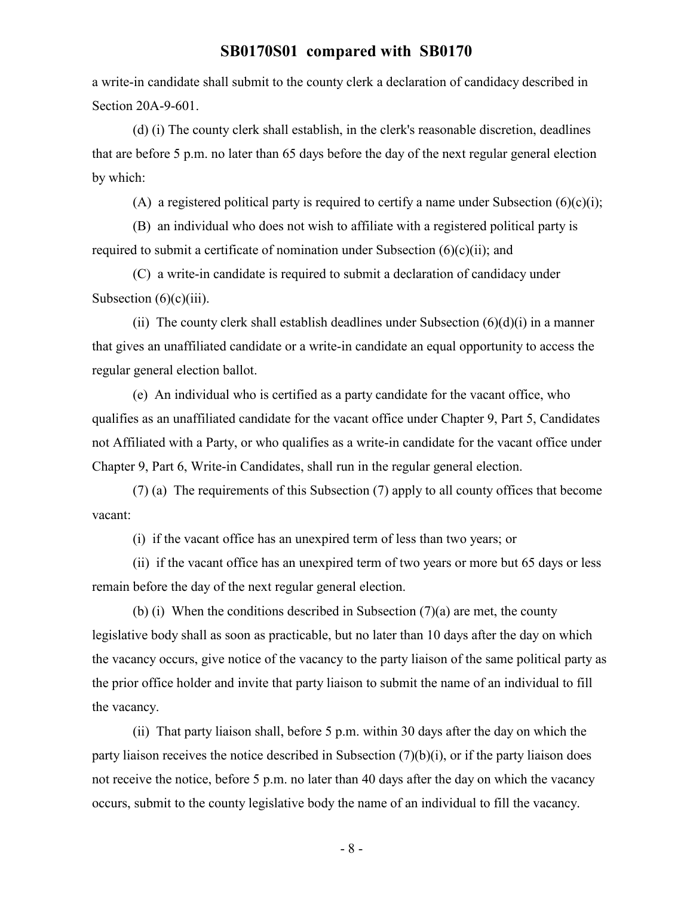a write-in candidate shall submit to the county clerk a declaration of candidacy described in Section 20A-9-601.

(d) (i) The county clerk shall establish, in the clerk's reasonable discretion, deadlines that are before 5 p.m. no later than 65 days before the day of the next regular general election by which:

(A) a registered political party is required to certify a name under Subsection (6)(c)(i);

(B) an individual who does not wish to affiliate with a registered political party is required to submit a certificate of nomination under Subsection (6)(c)(ii); and

(C) a write-in candidate is required to submit a declaration of candidacy under Subsection (6)(c)(iii).

(ii) The county clerk shall establish deadlines under Subsection (6)(d)(i) in a manner that gives an unaffiliated candidate or a write-in candidate an equal opportunity to access the regular general election ballot.

(e) An individual who is certified as a party candidate for the vacant office, who qualifies as an unaffiliated candidate for the vacant office under Chapter 9, Part 5, Candidates not Affiliated with a Party, or who qualifies as a write-in candidate for the vacant office under Chapter 9, Part 6, Write-in Candidates, shall run in the regular general election.

(7) (a) The requirements of this Subsection (7) apply to all county offices that become vacant:

(i) if the vacant office has an unexpired term of less than two years; or

(ii) if the vacant office has an unexpired term of two years or more but 65 days or less remain before the day of the next regular general election.

(b) (i) When the conditions described in Subsection (7)(a) are met, the county legislative body shall as soon as practicable, but no later than 10 days after the day on which the vacancy occurs, give notice of the vacancy to the party liaison of the same political party as the prior office holder and invite that party liaison to submit the name of an individual to fill the vacancy.

(ii) That party liaison shall, before 5 p.m. within 30 days after the day on which the party liaison receives the notice described in Subsection (7)(b)(i), or if the party liaison does not receive the notice, before 5 p.m. no later than 40 days after the day on which the vacancy occurs, submit to the county legislative body the name of an individual to fill the vacancy.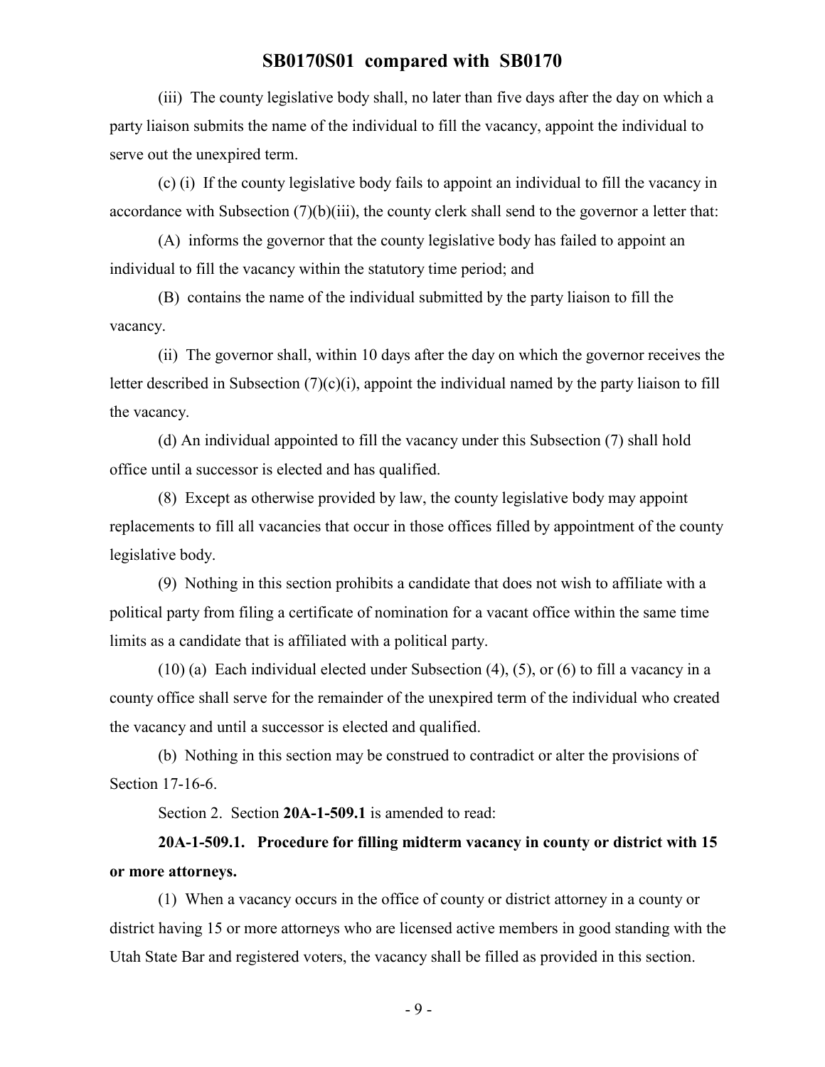(iii) The county legislative body shall, no later than five days after the day on which a party liaison submits the name of the individual to fill the vacancy, appoint the individual to serve out the unexpired term.

(c) (i) If the county legislative body fails to appoint an individual to fill the vacancy in accordance with Subsection (7)(b)(iii), the county clerk shall send to the governor a letter that:

(A) informs the governor that the county legislative body has failed to appoint an individual to fill the vacancy within the statutory time period; and

(B) contains the name of the individual submitted by the party liaison to fill the vacancy.

(ii) The governor shall, within 10 days after the day on which the governor receives the letter described in Subsection (7)(c)(i), appoint the individual named by the party liaison to fill the vacancy.

(d) An individual appointed to fill the vacancy under this Subsection (7) shall hold office until a successor is elected and has qualified.

(8) Except as otherwise provided by law, the county legislative body may appoint replacements to fill all vacancies that occur in those offices filled by appointment of the county legislative body.

(9) Nothing in this section prohibits a candidate that does not wish to affiliate with a political party from filing a certificate of nomination for a vacant office within the same time limits as a candidate that is affiliated with a political party.

(10) (a) Each individual elected under Subsection (4), (5), or (6) to fill a vacancy in a county office shall serve for the remainder of the unexpired term of the individual who created the vacancy and until a successor is elected and qualified.

(b) Nothing in this section may be construed to contradict or alter the provisions of Section 17-16-6.

Section 2. Section **20A-1-509.1** is amended to read:

**20A-1-509.1. Procedure for filling midterm vacancy in county or district with 15 or more attorneys.**

(1) When a vacancy occurs in the office of county or district attorney in a county or district having 15 or more attorneys who are licensed active members in good standing with the Utah State Bar and registered voters, the vacancy shall be filled as provided in this section.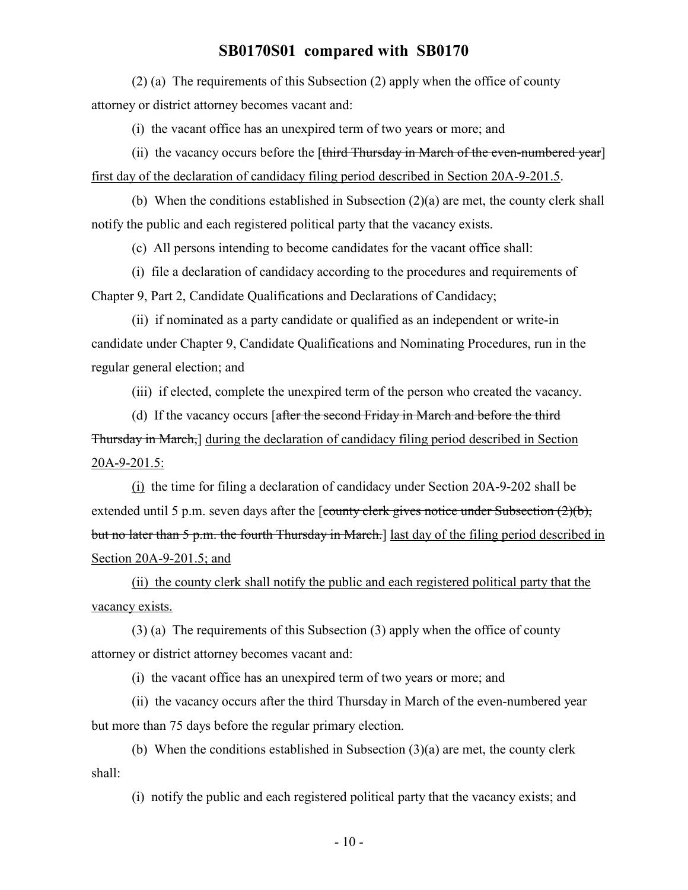(2) (a) The requirements of this Subsection (2) apply when the office of county attorney or district attorney becomes vacant and:

(i) the vacant office has an unexpired term of two years or more; and

(ii) the vacancy occurs before the [~~third Thursday in March of the even-numbered year~~] <u>first day of the declaration of candidacy filing period described in Section 20A-9-201.5</u>.

(b) When the conditions established in Subsection (2)(a) are met, the county clerk shall notify the public and each registered political party that the vacancy exists.

(c) All persons intending to become candidates for the vacant office shall:

(i) file a declaration of candidacy according to the procedures and requirements of Chapter 9, Part 2, Candidate Qualifications and Declarations of Candidacy;

(ii) if nominated as a party candidate or qualified as an independent or write-in candidate under Chapter 9, Candidate Qualifications and Nominating Procedures, run in the regular general election; and

(iii) if elected, complete the unexpired term of the person who created the vacancy.

(d) If the vacancy occurs [~~after the second Friday in March and before the third Thursday in March,~~] <u>during the declaration of candidacy filing period described in Section 20A-9-201.5:</u>

<u>(i)</u> the time for filing a declaration of candidacy under Section 20A-9-202 shall be extended until 5 p.m. seven days after the [~~county clerk gives notice under Subsection (2)(b), but no later than 5 p.m. the fourth Thursday in March.~~] <u>last day of the filing period described in Section 20A-9-201.5; and</u>

<u>(ii) the county clerk shall notify the public and each registered political party that the vacancy exists.</u>

(3) (a) The requirements of this Subsection (3) apply when the office of county attorney or district attorney becomes vacant and:

(i) the vacant office has an unexpired term of two years or more; and

(ii) the vacancy occurs after the third Thursday in March of the even-numbered year but more than 75 days before the regular primary election.

(b) When the conditions established in Subsection (3)(a) are met, the county clerk shall:

(i) notify the public and each registered political party that the vacancy exists; and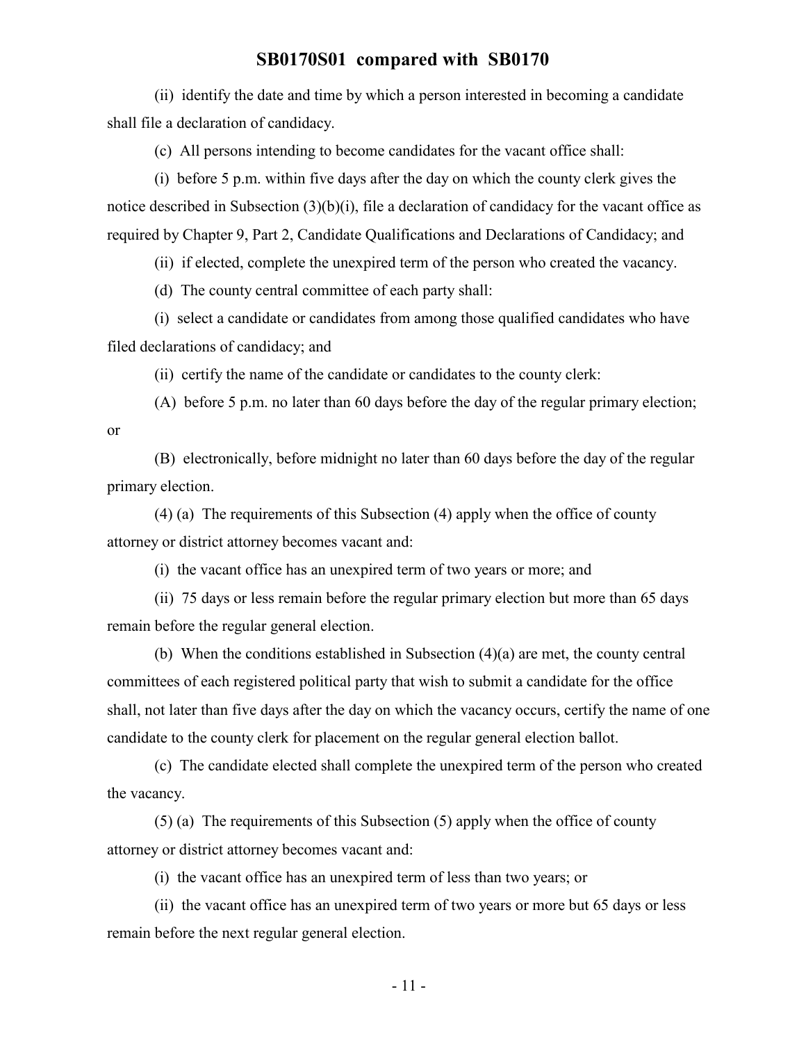(ii) identify the date and time by which a person interested in becoming a candidate shall file a declaration of candidacy.

(c) All persons intending to become candidates for the vacant office shall:

(i) before 5 p.m. within five days after the day on which the county clerk gives the notice described in Subsection (3)(b)(i), file a declaration of candidacy for the vacant office as required by Chapter 9, Part 2, Candidate Qualifications and Declarations of Candidacy; and

(ii) if elected, complete the unexpired term of the person who created the vacancy.

(d) The county central committee of each party shall:

(i) select a candidate or candidates from among those qualified candidates who have filed declarations of candidacy; and

(ii) certify the name of the candidate or candidates to the county clerk:

(A) before 5 p.m. no later than 60 days before the day of the regular primary election; or

(B) electronically, before midnight no later than 60 days before the day of the regular primary election.

(4) (a) The requirements of this Subsection (4) apply when the office of county attorney or district attorney becomes vacant and:

(i) the vacant office has an unexpired term of two years or more; and

(ii) 75 days or less remain before the regular primary election but more than 65 days remain before the regular general election.

(b) When the conditions established in Subsection (4)(a) are met, the county central committees of each registered political party that wish to submit a candidate for the office shall, not later than five days after the day on which the vacancy occurs, certify the name of one candidate to the county clerk for placement on the regular general election ballot.

(c) The candidate elected shall complete the unexpired term of the person who created the vacancy.

(5) (a) The requirements of this Subsection (5) apply when the office of county attorney or district attorney becomes vacant and:

(i) the vacant office has an unexpired term of less than two years; or

(ii) the vacant office has an unexpired term of two years or more but 65 days or less remain before the next regular general election.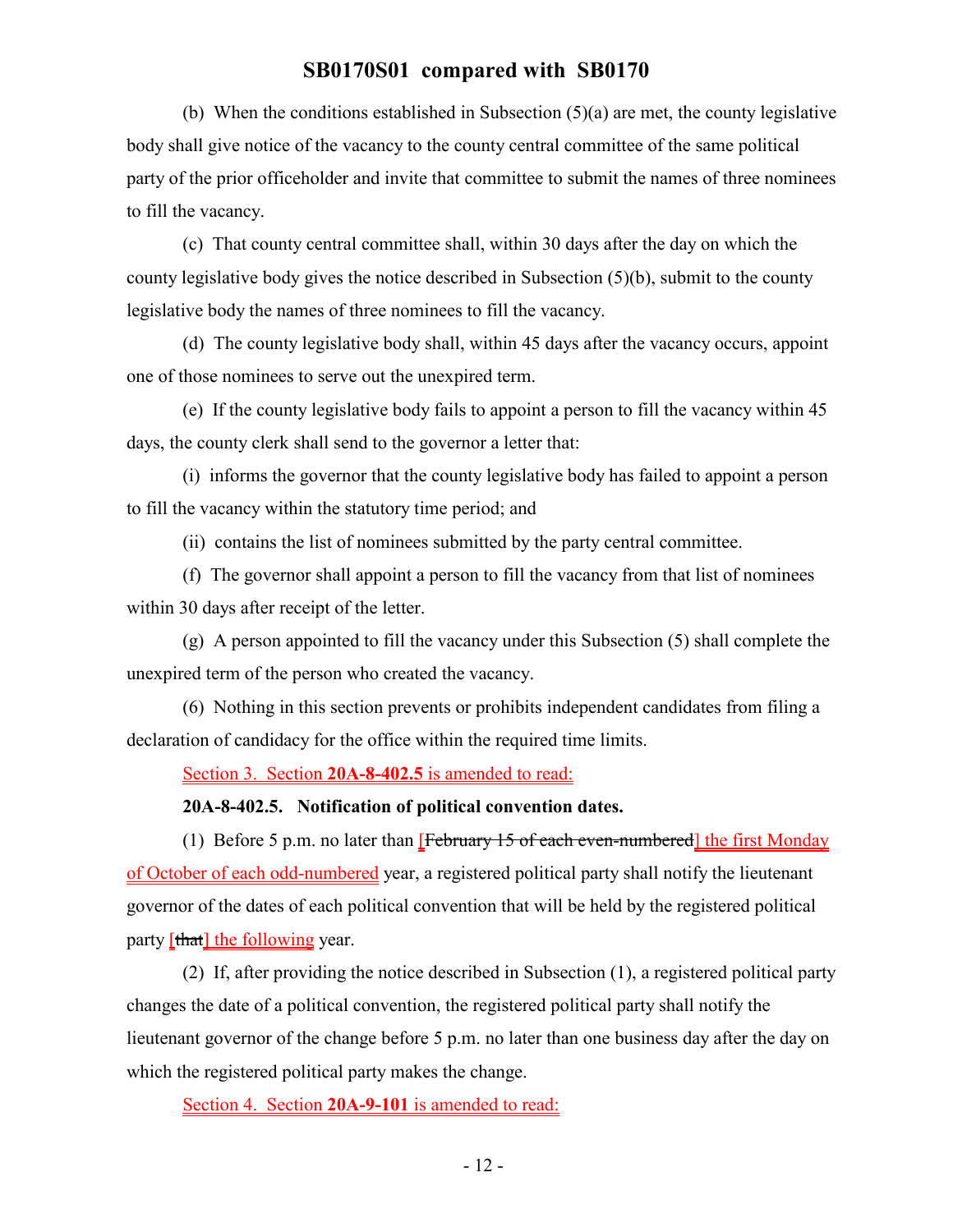(b) When the conditions established in Subsection (5)(a) are met, the county legislative body shall give notice of the vacancy to the county central committee of the same political party of the prior officeholder and invite that committee to submit the names of three nominees to fill the vacancy.

(c) That county central committee shall, within 30 days after the day on which the county legislative body gives the notice described in Subsection (5)(b), submit to the county legislative body the names of three nominees to fill the vacancy.

(d) The county legislative body shall, within 45 days after the vacancy occurs, appoint one of those nominees to serve out the unexpired term.

(e) If the county legislative body fails to appoint a person to fill the vacancy within 45 days, the county clerk shall send to the governor a letter that:

(i) informs the governor that the county legislative body has failed to appoint a person to fill the vacancy within the statutory time period; and

(ii) contains the list of nominees submitted by the party central committee.

(f) The governor shall appoint a person to fill the vacancy from that list of nominees within 30 days after receipt of the letter.

(g) A person appointed to fill the vacancy under this Subsection (5) shall complete the unexpired term of the person who created the vacancy.

(6) Nothing in this section prevents or prohibits independent candidates from filing a declaration of candidacy for the office within the required time limits.

Section 3. Section **20A-8-402.5** is amended to read:

**20A-8-402.5. Notification of political convention dates.**

(1) Before 5 p.m. no later than [~~February 15 of each even-numbered~~] the first Monday of October of each odd-numbered year, a registered political party shall notify the lieutenant governor of the dates of each political convention that will be held by the registered political party [~~that~~] the following year.

(2) If, after providing the notice described in Subsection (1), a registered political party changes the date of a political convention, the registered political party shall notify the lieutenant governor of the change before 5 p.m. no later than one business day after the day on which the registered political party makes the change.

Section 4. Section **20A-9-101** is amended to read: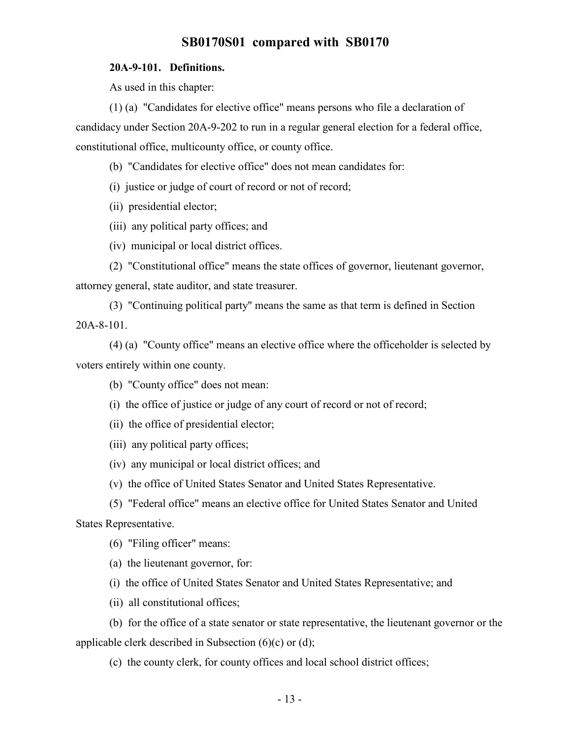**20A-9-101. Definitions.**

As used in this chapter:

(1) (a) "Candidates for elective office" means persons who file a declaration of candidacy under Section 20A-9-202 to run in a regular general election for a federal office, constitutional office, multicounty office, or county office.

(b) "Candidates for elective office" does not mean candidates for:

(i) justice or judge of court of record or not of record;

(ii) presidential elector;

(iii) any political party offices; and

(iv) municipal or local district offices.

(2) "Constitutional office" means the state offices of governor, lieutenant governor, attorney general, state auditor, and state treasurer.

(3) "Continuing political party" means the same as that term is defined in Section 20A-8-101.

(4) (a) "County office" means an elective office where the officeholder is selected by voters entirely within one county.

(b) "County office" does not mean:

(i) the office of justice or judge of any court of record or not of record;

(ii) the office of presidential elector;

(iii) any political party offices;

(iv) any municipal or local district offices; and

(v) the office of United States Senator and United States Representative.

(5) "Federal office" means an elective office for United States Senator and United States Representative.

(6) "Filing officer" means:

(a) the lieutenant governor, for:

(i) the office of United States Senator and United States Representative; and

(ii) all constitutional offices;

(b) for the office of a state senator or state representative, the lieutenant governor or the applicable clerk described in Subsection (6)(c) or (d);

(c) the county clerk, for county offices and local school district offices;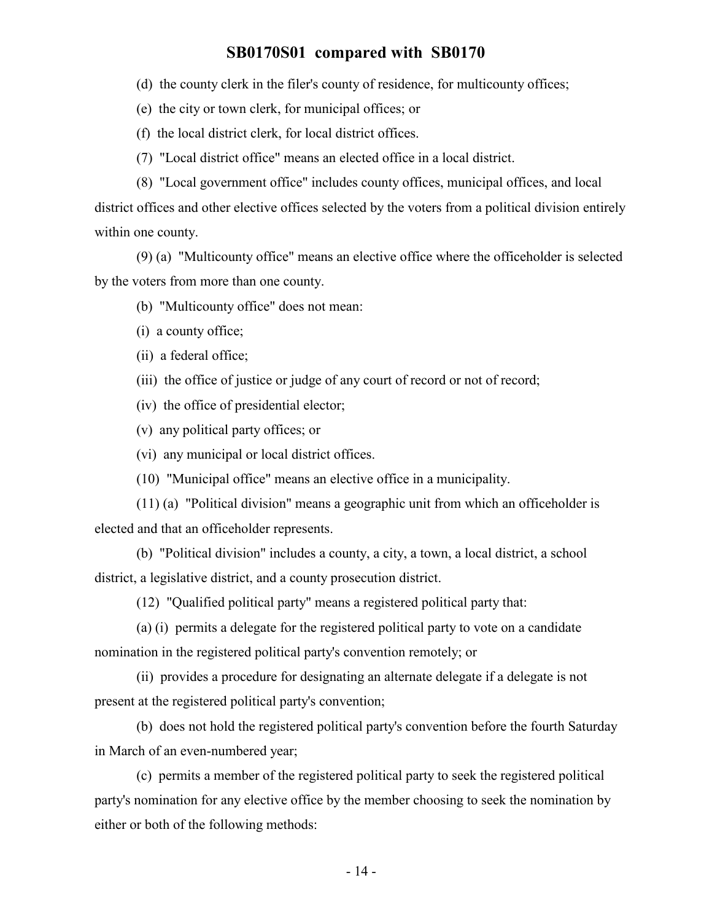(d) the county clerk in the filer's county of residence, for multicounty offices;

(e) the city or town clerk, for municipal offices; or

(f) the local district clerk, for local district offices.

(7) "Local district office" means an elected office in a local district.

(8) "Local government office" includes county offices, municipal offices, and local district offices and other elective offices selected by the voters from a political division entirely within one county.

(9) (a) "Multicounty office" means an elective office where the officeholder is selected by the voters from more than one county.

(b) "Multicounty office" does not mean:

(i) a county office;

(ii) a federal office;

(iii) the office of justice or judge of any court of record or not of record;

(iv) the office of presidential elector;

(v) any political party offices; or

(vi) any municipal or local district offices.

(10) "Municipal office" means an elective office in a municipality.

(11) (a) "Political division" means a geographic unit from which an officeholder is elected and that an officeholder represents.

(b) "Political division" includes a county, a city, a town, a local district, a school district, a legislative district, and a county prosecution district.

(12) "Qualified political party" means a registered political party that:

(a) (i) permits a delegate for the registered political party to vote on a candidate nomination in the registered political party's convention remotely; or

(ii) provides a procedure for designating an alternate delegate if a delegate is not present at the registered political party's convention;

(b) does not hold the registered political party's convention before the fourth Saturday in March of an even-numbered year;

(c) permits a member of the registered political party to seek the registered political party's nomination for any elective office by the member choosing to seek the nomination by either or both of the following methods: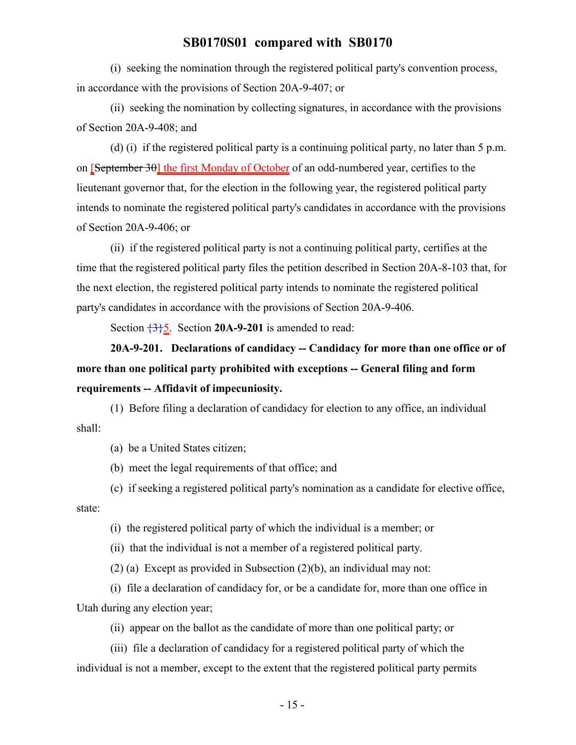(i) seeking the nomination through the registered political party's convention process, in accordance with the provisions of Section 20A-9-407; or

(ii) seeking the nomination by collecting signatures, in accordance with the provisions of Section 20A-9-408; and

(d) (i) if the registered political party is a continuing political party, no later than 5 p.m. on [~~September 30~~] the first Monday of October of an odd-numbered year, certifies to the lieutenant governor that, for the election in the following year, the registered political party intends to nominate the registered political party's candidates in accordance with the provisions of Section 20A-9-406; or

(ii) if the registered political party is not a continuing political party, certifies at the time that the registered political party files the petition described in Section 20A-8-103 that, for the next election, the registered political party intends to nominate the registered political party's candidates in accordance with the provisions of Section 20A-9-406.

Section {3}5. Section **20A-9-201** is amended to read:

**20A-9-201. Declarations of candidacy -- Candidacy for more than one office or of more than one political party prohibited with exceptions -- General filing and form requirements -- Affidavit of impecuniosity.**

(1) Before filing a declaration of candidacy for election to any office, an individual shall:

(a) be a United States citizen;

(b) meet the legal requirements of that office; and

(c) if seeking a registered political party's nomination as a candidate for elective office, state:

(i) the registered political party of which the individual is a member; or

(ii) that the individual is not a member of a registered political party.

(2) (a) Except as provided in Subsection (2)(b), an individual may not:

(i) file a declaration of candidacy for, or be a candidate for, more than one office in Utah during any election year;

(ii) appear on the ballot as the candidate of more than one political party; or

(iii) file a declaration of candidacy for a registered political party of which the individual is not a member, except to the extent that the registered political party permits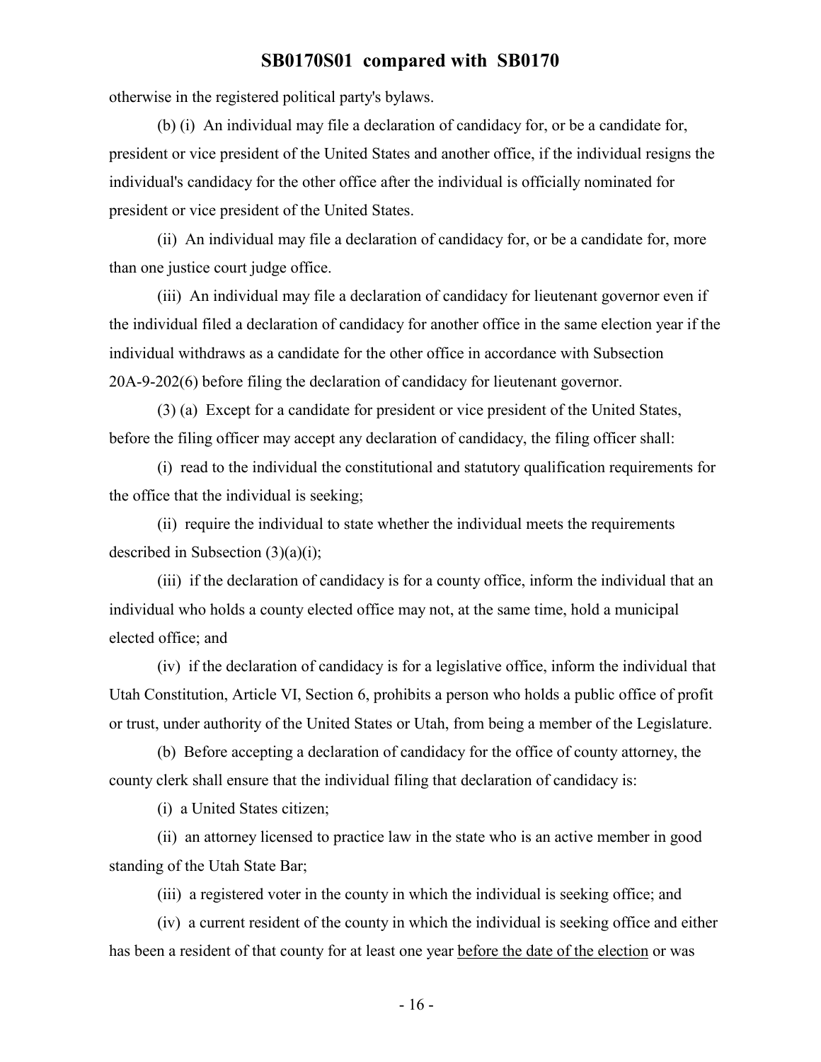otherwise in the registered political party's bylaws.

(b) (i) An individual may file a declaration of candidacy for, or be a candidate for, president or vice president of the United States and another office, if the individual resigns the individual's candidacy for the other office after the individual is officially nominated for president or vice president of the United States.

(ii) An individual may file a declaration of candidacy for, or be a candidate for, more than one justice court judge office.

(iii) An individual may file a declaration of candidacy for lieutenant governor even if the individual filed a declaration of candidacy for another office in the same election year if the individual withdraws as a candidate for the other office in accordance with Subsection 20A-9-202(6) before filing the declaration of candidacy for lieutenant governor.

(3) (a) Except for a candidate for president or vice president of the United States, before the filing officer may accept any declaration of candidacy, the filing officer shall:

(i) read to the individual the constitutional and statutory qualification requirements for the office that the individual is seeking;

(ii) require the individual to state whether the individual meets the requirements described in Subsection (3)(a)(i);

(iii) if the declaration of candidacy is for a county office, inform the individual that an individual who holds a county elected office may not, at the same time, hold a municipal elected office; and

(iv) if the declaration of candidacy is for a legislative office, inform the individual that Utah Constitution, Article VI, Section 6, prohibits a person who holds a public office of profit or trust, under authority of the United States or Utah, from being a member of the Legislature.

(b) Before accepting a declaration of candidacy for the office of county attorney, the county clerk shall ensure that the individual filing that declaration of candidacy is:

(i) a United States citizen;

(ii) an attorney licensed to practice law in the state who is an active member in good standing of the Utah State Bar;

(iii) a registered voter in the county in which the individual is seeking office; and

(iv) a current resident of the county in which the individual is seeking office and either has been a resident of that county for at least one year before the date of the election or was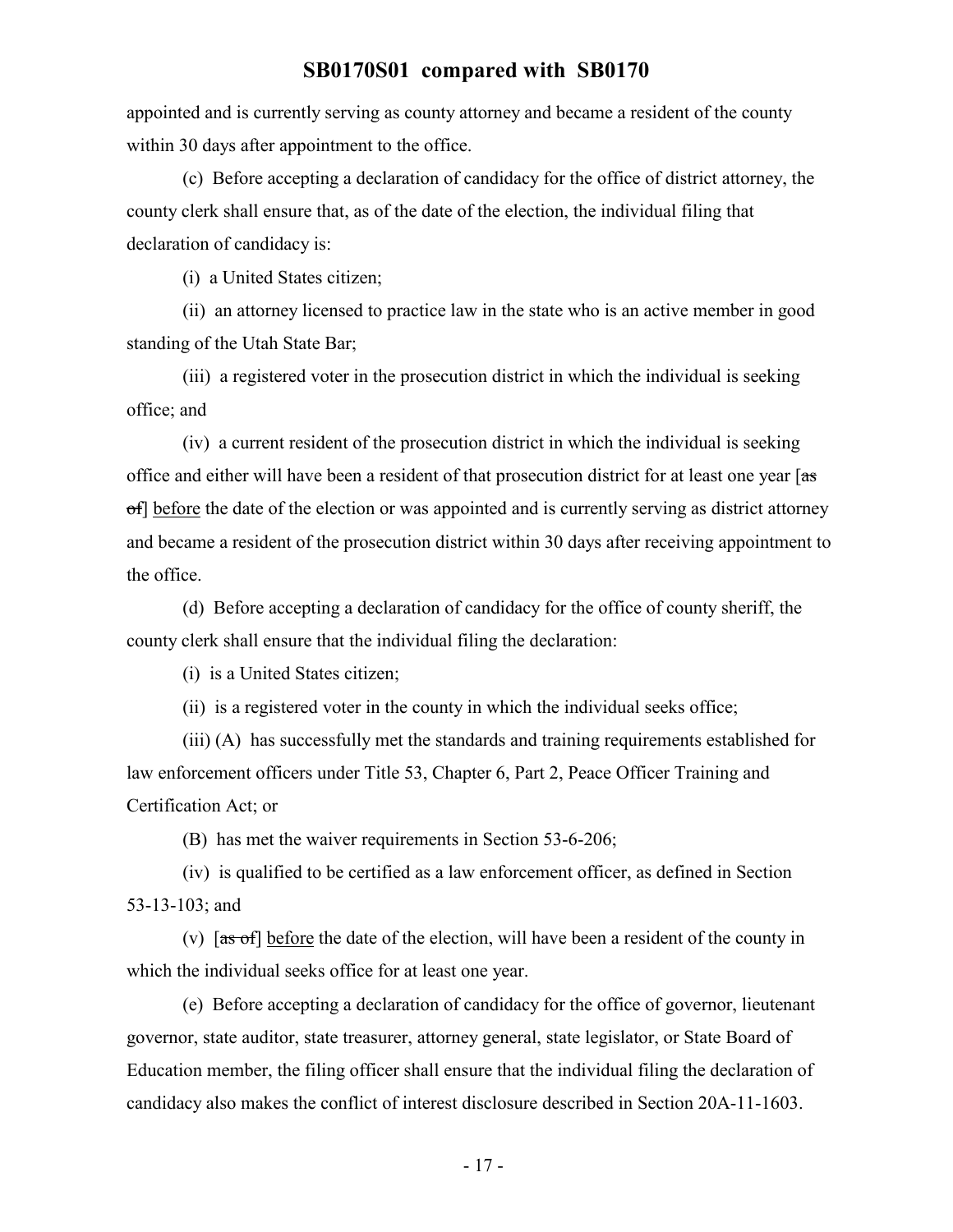appointed and is currently serving as county attorney and became a resident of the county within 30 days after appointment to the office.

(c) Before accepting a declaration of candidacy for the office of district attorney, the county clerk shall ensure that, as of the date of the election, the individual filing that declaration of candidacy is:

(i) a United States citizen;

(ii) an attorney licensed to practice law in the state who is an active member in good standing of the Utah State Bar;

(iii) a registered voter in the prosecution district in which the individual is seeking office; and

(iv) a current resident of the prosecution district in which the individual is seeking office and either will have been a resident of that prosecution district for at least one year [~~as of~~] before the date of the election or was appointed and is currently serving as district attorney and became a resident of the prosecution district within 30 days after receiving appointment to the office.

(d) Before accepting a declaration of candidacy for the office of county sheriff, the county clerk shall ensure that the individual filing the declaration:

(i) is a United States citizen;

(ii) is a registered voter in the county in which the individual seeks office;

(iii) (A) has successfully met the standards and training requirements established for law enforcement officers under Title 53, Chapter 6, Part 2, Peace Officer Training and Certification Act; or

(B) has met the waiver requirements in Section 53-6-206;

(iv) is qualified to be certified as a law enforcement officer, as defined in Section 53-13-103; and

(v) [~~as of~~] before the date of the election, will have been a resident of the county in which the individual seeks office for at least one year.

(e) Before accepting a declaration of candidacy for the office of governor, lieutenant governor, state auditor, state treasurer, attorney general, state legislator, or State Board of Education member, the filing officer shall ensure that the individual filing the declaration of candidacy also makes the conflict of interest disclosure described in Section 20A-11-1603.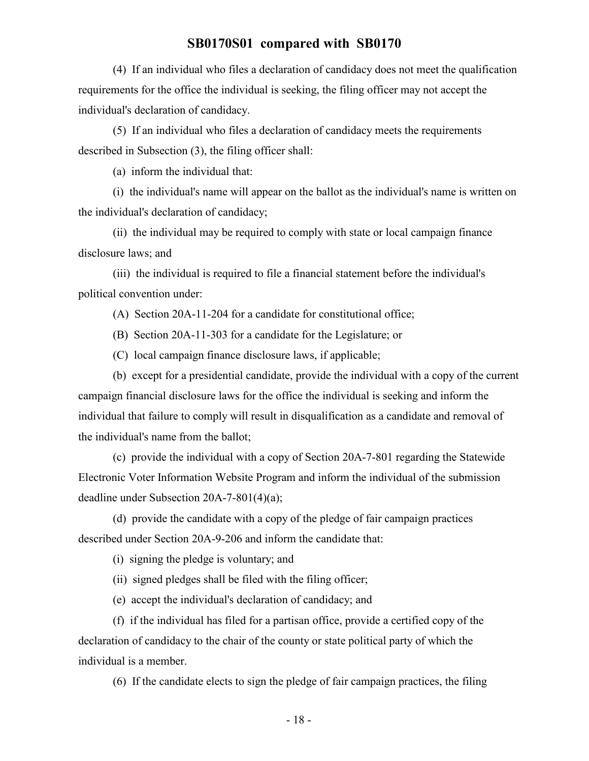(4) If an individual who files a declaration of candidacy does not meet the qualification requirements for the office the individual is seeking, the filing officer may not accept the individual's declaration of candidacy.

(5) If an individual who files a declaration of candidacy meets the requirements described in Subsection (3), the filing officer shall:

(a) inform the individual that:

(i) the individual's name will appear on the ballot as the individual's name is written on the individual's declaration of candidacy;

(ii) the individual may be required to comply with state or local campaign finance disclosure laws; and

(iii) the individual is required to file a financial statement before the individual's political convention under:

(A) Section 20A-11-204 for a candidate for constitutional office;

(B) Section 20A-11-303 for a candidate for the Legislature; or

(C) local campaign finance disclosure laws, if applicable;

(b) except for a presidential candidate, provide the individual with a copy of the current campaign financial disclosure laws for the office the individual is seeking and inform the individual that failure to comply will result in disqualification as a candidate and removal of the individual's name from the ballot;

(c) provide the individual with a copy of Section 20A-7-801 regarding the Statewide Electronic Voter Information Website Program and inform the individual of the submission deadline under Subsection 20A-7-801(4)(a);

(d) provide the candidate with a copy of the pledge of fair campaign practices described under Section 20A-9-206 and inform the candidate that:

(i) signing the pledge is voluntary; and

(ii) signed pledges shall be filed with the filing officer;

(e) accept the individual's declaration of candidacy; and

(f) if the individual has filed for a partisan office, provide a certified copy of the declaration of candidacy to the chair of the county or state political party of which the individual is a member.

(6) If the candidate elects to sign the pledge of fair campaign practices, the filing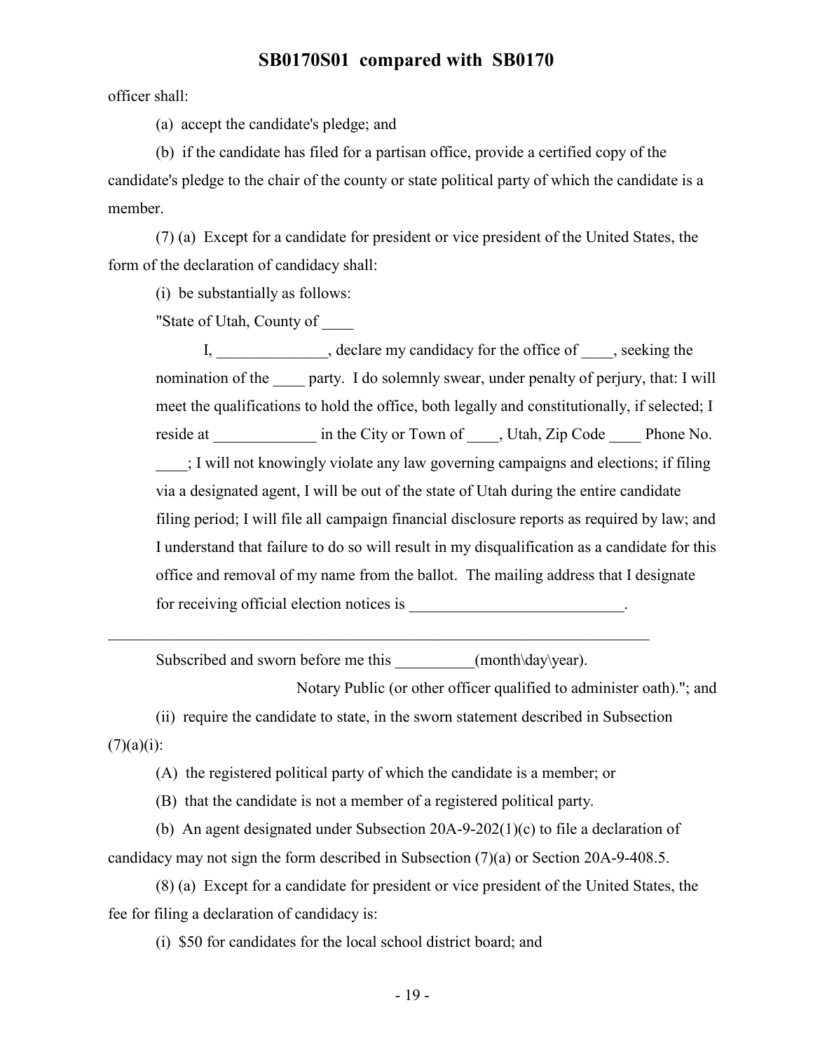officer shall:

(a) accept the candidate's pledge; and

(b) if the candidate has filed for a partisan office, provide a certified copy of the candidate's pledge to the chair of the county or state political party of which the candidate is a member.

(7) (a) Except for a candidate for president or vice president of the United States, the form of the declaration of candidacy shall:

(i) be substantially as follows:

"State of Utah, County of ____

I, ______________, declare my candidacy for the office of ____, seeking the nomination of the ____ party. I do solemnly swear, under penalty of perjury, that: I will meet the qualifications to hold the office, both legally and constitutionally, if selected; I reside at _____________ in the City or Town of ____, Utah, Zip Code ____ Phone No. ____; I will not knowingly violate any law governing campaigns and elections; if filing via a designated agent, I will be out of the state of Utah during the entire candidate filing period; I will file all campaign financial disclosure reports as required by law; and I understand that failure to do so will result in my disqualification as a candidate for this office and removal of my name from the ballot. The mailing address that I designate for receiving official election notices is ___________________________.

______________________________________________________________________

Subscribed and sworn before me this __________(month\day\year).

Notary Public (or other officer qualified to administer oath)."; and

(ii) require the candidate to state, in the sworn statement described in Subsection (7)(a)(i):

(A) the registered political party of which the candidate is a member; or

(B) that the candidate is not a member of a registered political party.

(b) An agent designated under Subsection 20A-9-202(1)(c) to file a declaration of candidacy may not sign the form described in Subsection (7)(a) or Section 20A-9-408.5.

(8) (a) Except for a candidate for president or vice president of the United States, the fee for filing a declaration of candidacy is:

(i) $50 for candidates for the local school district board; and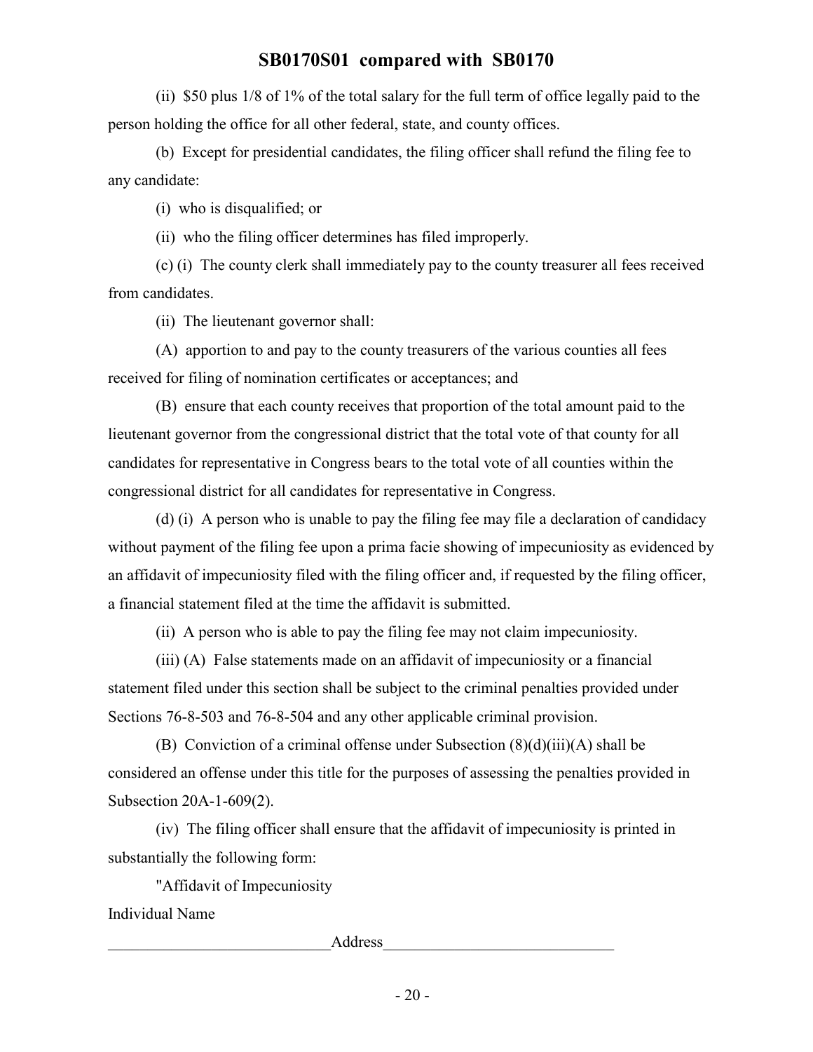(ii) $50 plus 1/8 of 1% of the total salary for the full term of office legally paid to the person holding the office for all other federal, state, and county offices.

(b) Except for presidential candidates, the filing officer shall refund the filing fee to any candidate:

(i) who is disqualified; or

(ii) who the filing officer determines has filed improperly.

(c) (i) The county clerk shall immediately pay to the county treasurer all fees received from candidates.

(ii) The lieutenant governor shall:

(A) apportion to and pay to the county treasurers of the various counties all fees received for filing of nomination certificates or acceptances; and

(B) ensure that each county receives that proportion of the total amount paid to the lieutenant governor from the congressional district that the total vote of that county for all candidates for representative in Congress bears to the total vote of all counties within the congressional district for all candidates for representative in Congress.

(d) (i) A person who is unable to pay the filing fee may file a declaration of candidacy without payment of the filing fee upon a prima facie showing of impecuniosity as evidenced by an affidavit of impecuniosity filed with the filing officer and, if requested by the filing officer, a financial statement filed at the time the affidavit is submitted.

(ii) A person who is able to pay the filing fee may not claim impecuniosity.

(iii) (A) False statements made on an affidavit of impecuniosity or a financial statement filed under this section shall be subject to the criminal penalties provided under Sections 76-8-503 and 76-8-504 and any other applicable criminal provision.

(B) Conviction of a criminal offense under Subsection (8)(d)(iii)(A) shall be considered an offense under this title for the purposes of assessing the penalties provided in Subsection 20A-1-609(2).

(iv) The filing officer shall ensure that the affidavit of impecuniosity is printed in substantially the following form:

"Affidavit of Impecuniosity

Individual Name

____________________________Address_____________________________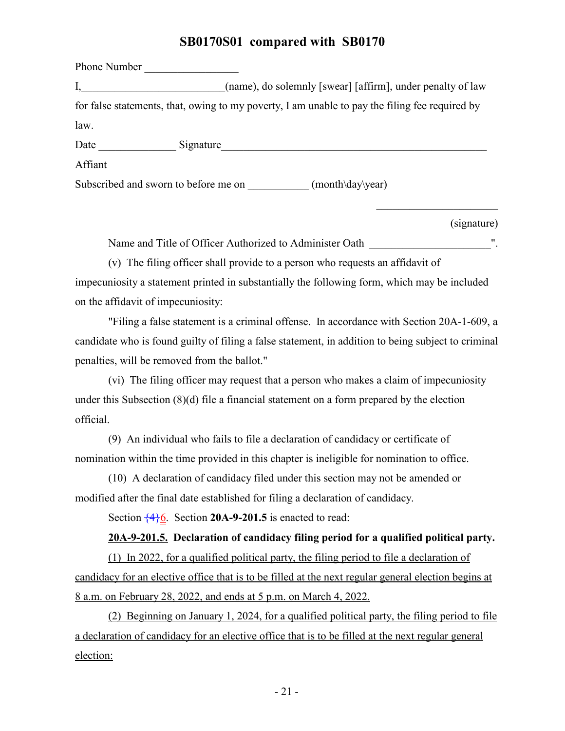Phone Number _________________

I,_________________________(name), do solemnly [swear] [affirm], under penalty of law for false statements, that, owing to my poverty, I am unable to pay the filing fee required by law.

Date ______________ Signature_________________________________________________

Affiant

Subscribed and sworn to before me on ___________ (month\day\year)

______________________

(signature)

Name and Title of Officer Authorized to Administer Oath ______________________".

(v) The filing officer shall provide to a person who requests an affidavit of impecuniosity a statement printed in substantially the following form, which may be included on the affidavit of impecuniosity:

"Filing a false statement is a criminal offense. In accordance with Section 20A-1-609, a candidate who is found guilty of filing a false statement, in addition to being subject to criminal penalties, will be removed from the ballot."

(vi) The filing officer may request that a person who makes a claim of impecuniosity under this Subsection (8)(d) file a financial statement on a form prepared by the election official.

(9) An individual who fails to file a declaration of candidacy or certificate of nomination within the time provided in this chapter is ineligible for nomination to office.

(10) A declaration of candidacy filed under this section may not be amended or modified after the final date established for filing a declaration of candidacy.

Section {4}6. Section **20A-9-201.5** is enacted to read:

**20A-9-201.5. Declaration of candidacy filing period for a qualified political party.**

(1) In 2022, for a qualified political party, the filing period to file a declaration of candidacy for an elective office that is to be filled at the next regular general election begins at 8 a.m. on February 28, 2022, and ends at 5 p.m. on March 4, 2022.

(2) Beginning on January 1, 2024, for a qualified political party, the filing period to file a declaration of candidacy for an elective office that is to be filled at the next regular general election: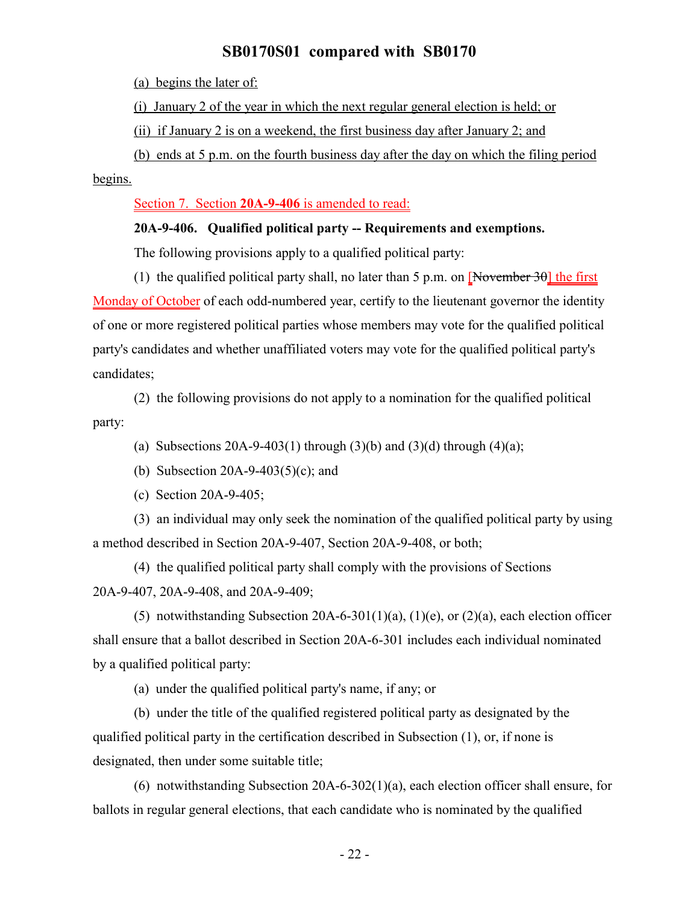(a) begins the later of:

(i) January 2 of the year in which the next regular general election is held; or

(ii) if January 2 is on a weekend, the first business day after January 2; and

(b) ends at 5 p.m. on the fourth business day after the day on which the filing period begins.

Section 7. Section **20A-9-406** is amended to read:

**20A-9-406. Qualified political party -- Requirements and exemptions.**

The following provisions apply to a qualified political party:

(1) the qualified political party shall, no later than 5 p.m. on [~~November 30~~] the first Monday of October of each odd-numbered year, certify to the lieutenant governor the identity of one or more registered political parties whose members may vote for the qualified political party's candidates and whether unaffiliated voters may vote for the qualified political party's candidates;

(2) the following provisions do not apply to a nomination for the qualified political party:

(a) Subsections 20A-9-403(1) through (3)(b) and (3)(d) through (4)(a);

(b) Subsection 20A-9-403(5)(c); and

(c) Section 20A-9-405;

(3) an individual may only seek the nomination of the qualified political party by using a method described in Section 20A-9-407, Section 20A-9-408, or both;

(4) the qualified political party shall comply with the provisions of Sections 20A-9-407, 20A-9-408, and 20A-9-409;

(5) notwithstanding Subsection 20A-6-301(1)(a), (1)(e), or (2)(a), each election officer shall ensure that a ballot described in Section 20A-6-301 includes each individual nominated by a qualified political party:

(a) under the qualified political party's name, if any; or

(b) under the title of the qualified registered political party as designated by the qualified political party in the certification described in Subsection (1), or, if none is designated, then under some suitable title;

(6) notwithstanding Subsection 20A-6-302(1)(a), each election officer shall ensure, for ballots in regular general elections, that each candidate who is nominated by the qualified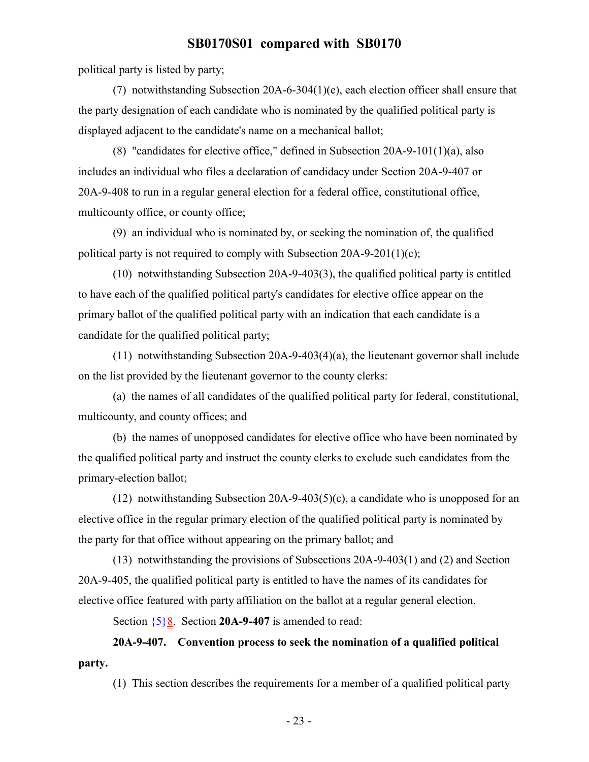political party is listed by party;

(7) notwithstanding Subsection 20A-6-304(1)(e), each election officer shall ensure that the party designation of each candidate who is nominated by the qualified political party is displayed adjacent to the candidate's name on a mechanical ballot;

(8) "candidates for elective office," defined in Subsection 20A-9-101(1)(a), also includes an individual who files a declaration of candidacy under Section 20A-9-407 or 20A-9-408 to run in a regular general election for a federal office, constitutional office, multicounty office, or county office;

(9) an individual who is nominated by, or seeking the nomination of, the qualified political party is not required to comply with Subsection 20A-9-201(1)(c);

(10) notwithstanding Subsection 20A-9-403(3), the qualified political party is entitled to have each of the qualified political party's candidates for elective office appear on the primary ballot of the qualified political party with an indication that each candidate is a candidate for the qualified political party;

(11) notwithstanding Subsection 20A-9-403(4)(a), the lieutenant governor shall include on the list provided by the lieutenant governor to the county clerks:

(a) the names of all candidates of the qualified political party for federal, constitutional, multicounty, and county offices; and

(b) the names of unopposed candidates for elective office who have been nominated by the qualified political party and instruct the county clerks to exclude such candidates from the primary-election ballot;

(12) notwithstanding Subsection 20A-9-403(5)(c), a candidate who is unopposed for an elective office in the regular primary election of the qualified political party is nominated by the party for that office without appearing on the primary ballot; and

(13) notwithstanding the provisions of Subsections 20A-9-403(1) and (2) and Section 20A-9-405, the qualified political party is entitled to have the names of its candidates for elective office featured with party affiliation on the ballot at a regular general election.

Section {5}8. Section **20A-9-407** is amended to read:

**20A-9-407. Convention process to seek the nomination of a qualified political party.**

(1) This section describes the requirements for a member of a qualified political party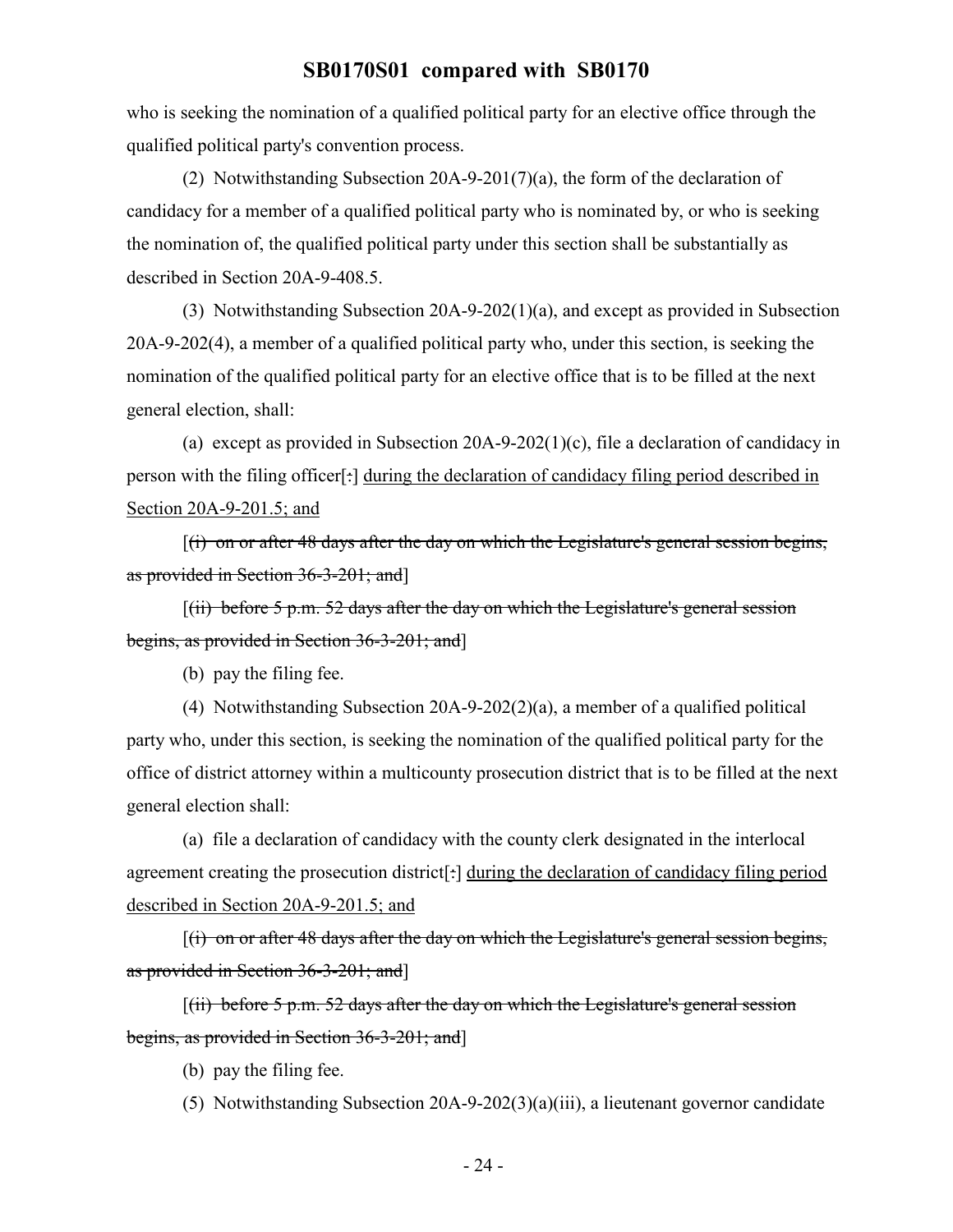who is seeking the nomination of a qualified political party for an elective office through the qualified political party's convention process.

(2) Notwithstanding Subsection 20A-9-201(7)(a), the form of the declaration of candidacy for a member of a qualified political party who is nominated by, or who is seeking the nomination of, the qualified political party under this section shall be substantially as described in Section 20A-9-408.5.

(3) Notwithstanding Subsection 20A-9-202(1)(a), and except as provided in Subsection 20A-9-202(4), a member of a qualified political party who, under this section, is seeking the nomination of the qualified political party for an elective office that is to be filled at the next general election, shall:

(a) except as provided in Subsection 20A-9-202(1)(c), file a declaration of candidacy in person with the filing officer[~~:~~] <u>during the declaration of candidacy filing period described in Section 20A-9-201.5; and</u>

[~~(i) on or after 48 days after the day on which the Legislature's general session begins, as provided in Section 36-3-201; and~~]

[~~(ii) before 5 p.m. 52 days after the day on which the Legislature's general session begins, as provided in Section 36-3-201; and~~]

(b) pay the filing fee.

(4) Notwithstanding Subsection 20A-9-202(2)(a), a member of a qualified political party who, under this section, is seeking the nomination of the qualified political party for the office of district attorney within a multicounty prosecution district that is to be filled at the next general election shall:

(a) file a declaration of candidacy with the county clerk designated in the interlocal agreement creating the prosecution district[~~:~~] <u>during the declaration of candidacy filing period described in Section 20A-9-201.5; and</u>

[~~(i) on or after 48 days after the day on which the Legislature's general session begins, as provided in Section 36-3-201; and~~]

[~~(ii) before 5 p.m. 52 days after the day on which the Legislature's general session begins, as provided in Section 36-3-201; and~~]

(b) pay the filing fee.

(5) Notwithstanding Subsection 20A-9-202(3)(a)(iii), a lieutenant governor candidate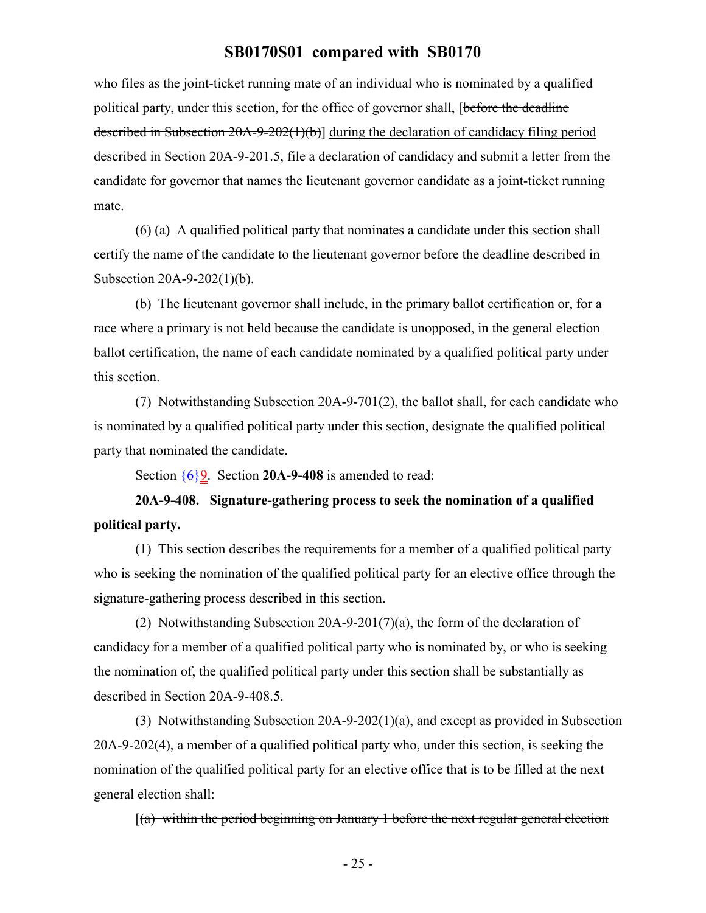who files as the joint-ticket running mate of an individual who is nominated by a qualified political party, under this section, for the office of governor shall, [~~before the deadline described in Subsection 20A-9-202(1)(b)~~] <u>during the declaration of candidacy filing period described in Section 20A-9-201.5</u>, file a declaration of candidacy and submit a letter from the candidate for governor that names the lieutenant governor candidate as a joint-ticket running mate.

(6) (a) A qualified political party that nominates a candidate under this section shall certify the name of the candidate to the lieutenant governor before the deadline described in Subsection 20A-9-202(1)(b).

(b) The lieutenant governor shall include, in the primary ballot certification or, for a race where a primary is not held because the candidate is unopposed, in the general election ballot certification, the name of each candidate nominated by a qualified political party under this section.

(7) Notwithstanding Subsection 20A-9-701(2), the ballot shall, for each candidate who is nominated by a qualified political party under this section, designate the qualified political party that nominated the candidate.

Section ~~{6}~~<u>9</u>. Section **20A-9-408** is amended to read:

**20A-9-408. Signature-gathering process to seek the nomination of a qualified political party.**

(1) This section describes the requirements for a member of a qualified political party who is seeking the nomination of the qualified political party for an elective office through the signature-gathering process described in this section.

(2) Notwithstanding Subsection 20A-9-201(7)(a), the form of the declaration of candidacy for a member of a qualified political party who is nominated by, or who is seeking the nomination of, the qualified political party under this section shall be substantially as described in Section 20A-9-408.5.

(3) Notwithstanding Subsection 20A-9-202(1)(a), and except as provided in Subsection 20A-9-202(4), a member of a qualified political party who, under this section, is seeking the nomination of the qualified political party for an elective office that is to be filled at the next general election shall:

[~~(a) within the period beginning on January 1 before the next regular general election~~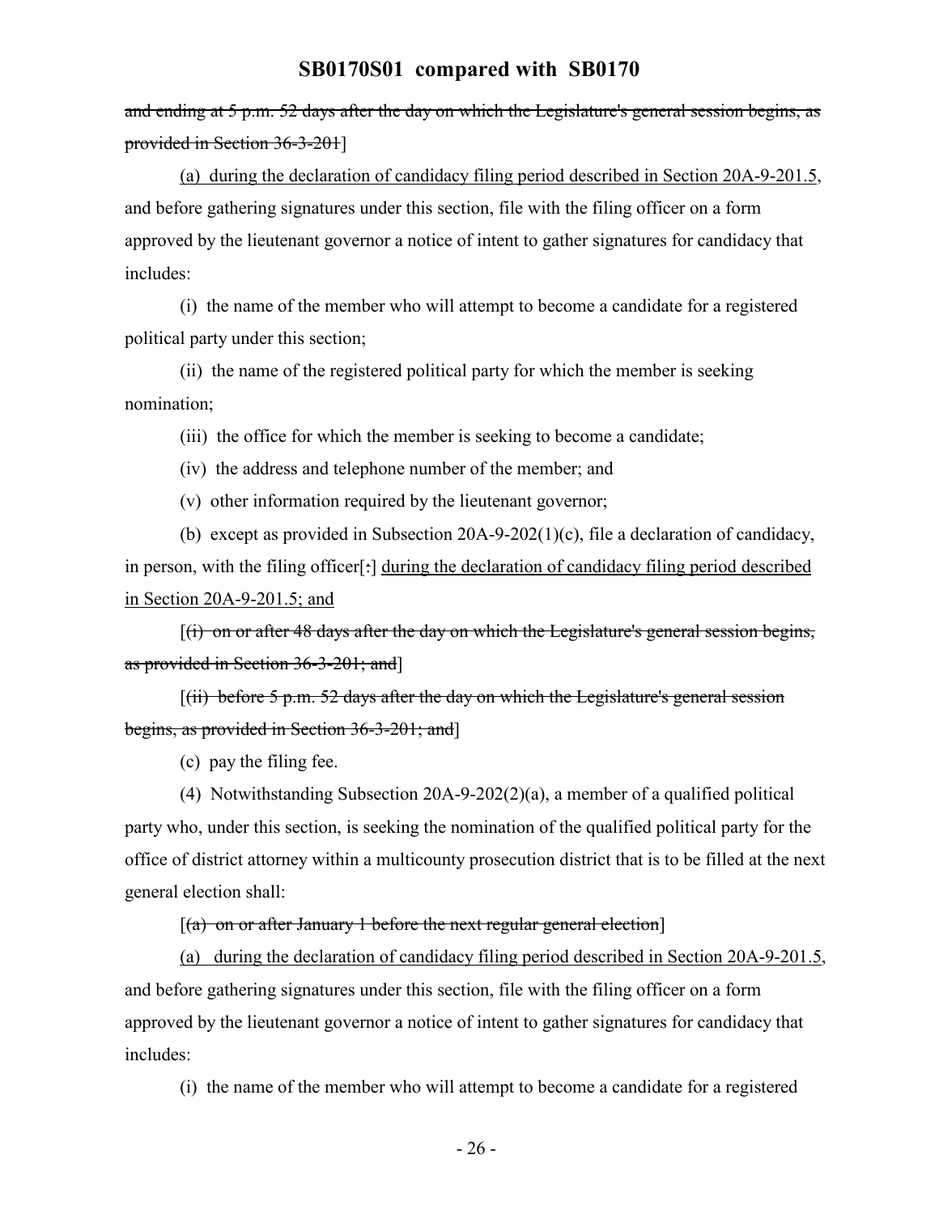~~and ending at 5 p.m. 52 days after the day on which the Legislature's general session begins, as provided in Section 36-3-201~~]

(a) during the declaration of candidacy filing period described in Section 20A-9-201.5, and before gathering signatures under this section, file with the filing officer on a form approved by the lieutenant governor a notice of intent to gather signatures for candidacy that includes:

(i) the name of the member who will attempt to become a candidate for a registered political party under this section;

(ii) the name of the registered political party for which the member is seeking nomination;

(iii) the office for which the member is seeking to become a candidate;

(iv) the address and telephone number of the member; and

(v) other information required by the lieutenant governor;

(b) except as provided in Subsection 20A-9-202(1)(c), file a declaration of candidacy, in person, with the filing officer[~~:~~] during the declaration of candidacy filing period described in Section 20A-9-201.5; and

[~~(i) on or after 48 days after the day on which the Legislature's general session begins, as provided in Section 36-3-201; and~~]

[~~(ii) before 5 p.m. 52 days after the day on which the Legislature's general session begins, as provided in Section 36-3-201; and~~]

(c) pay the filing fee.

(4) Notwithstanding Subsection 20A-9-202(2)(a), a member of a qualified political party who, under this section, is seeking the nomination of the qualified political party for the office of district attorney within a multicounty prosecution district that is to be filled at the next general election shall:

[~~(a) on or after January 1 before the next regular general election~~]

(a) during the declaration of candidacy filing period described in Section 20A-9-201.5, and before gathering signatures under this section, file with the filing officer on a form approved by the lieutenant governor a notice of intent to gather signatures for candidacy that includes:

(i) the name of the member who will attempt to become a candidate for a registered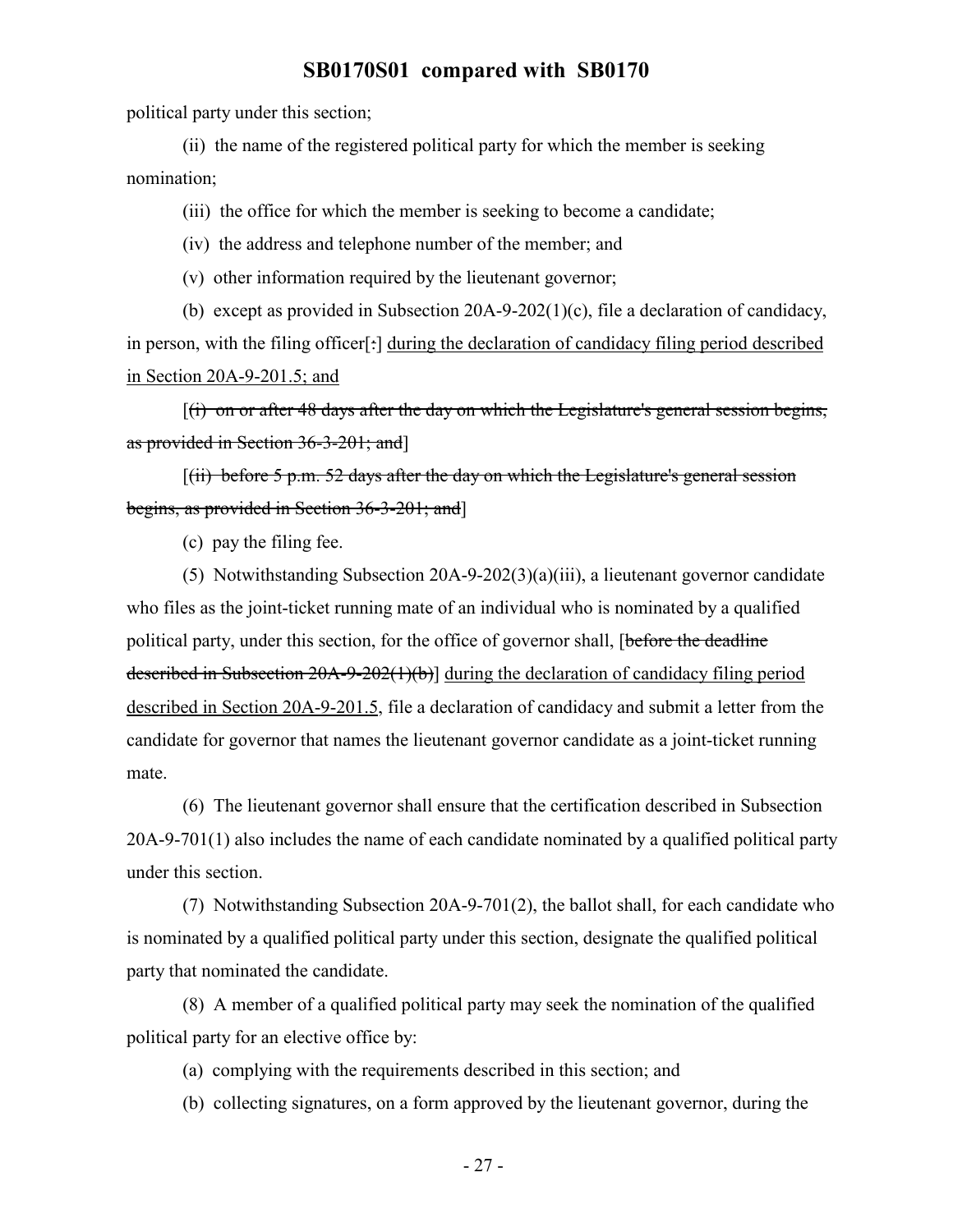political party under this section;

(ii) the name of the registered political party for which the member is seeking nomination;

(iii) the office for which the member is seeking to become a candidate;

(iv) the address and telephone number of the member; and

(v) other information required by the lieutenant governor;

(b) except as provided in Subsection 20A-9-202(1)(c), file a declaration of candidacy, in person, with the filing officer[~~:~~] <u>during the declaration of candidacy filing period described in Section 20A-9-201.5; and</u>

[~~(i) on or after 48 days after the day on which the Legislature's general session begins, as provided in Section 36-3-201; and~~]

[~~(ii) before 5 p.m. 52 days after the day on which the Legislature's general session begins, as provided in Section 36-3-201; and~~]

(c) pay the filing fee.

(5) Notwithstanding Subsection 20A-9-202(3)(a)(iii), a lieutenant governor candidate who files as the joint-ticket running mate of an individual who is nominated by a qualified political party, under this section, for the office of governor shall, [~~before the deadline described in Subsection 20A-9-202(1)(b)~~] <u>during the declaration of candidacy filing period described in Section 20A-9-201.5</u>, file a declaration of candidacy and submit a letter from the candidate for governor that names the lieutenant governor candidate as a joint-ticket running mate.

(6) The lieutenant governor shall ensure that the certification described in Subsection 20A-9-701(1) also includes the name of each candidate nominated by a qualified political party under this section.

(7) Notwithstanding Subsection 20A-9-701(2), the ballot shall, for each candidate who is nominated by a qualified political party under this section, designate the qualified political party that nominated the candidate.

(8) A member of a qualified political party may seek the nomination of the qualified political party for an elective office by:

(a) complying with the requirements described in this section; and

(b) collecting signatures, on a form approved by the lieutenant governor, during the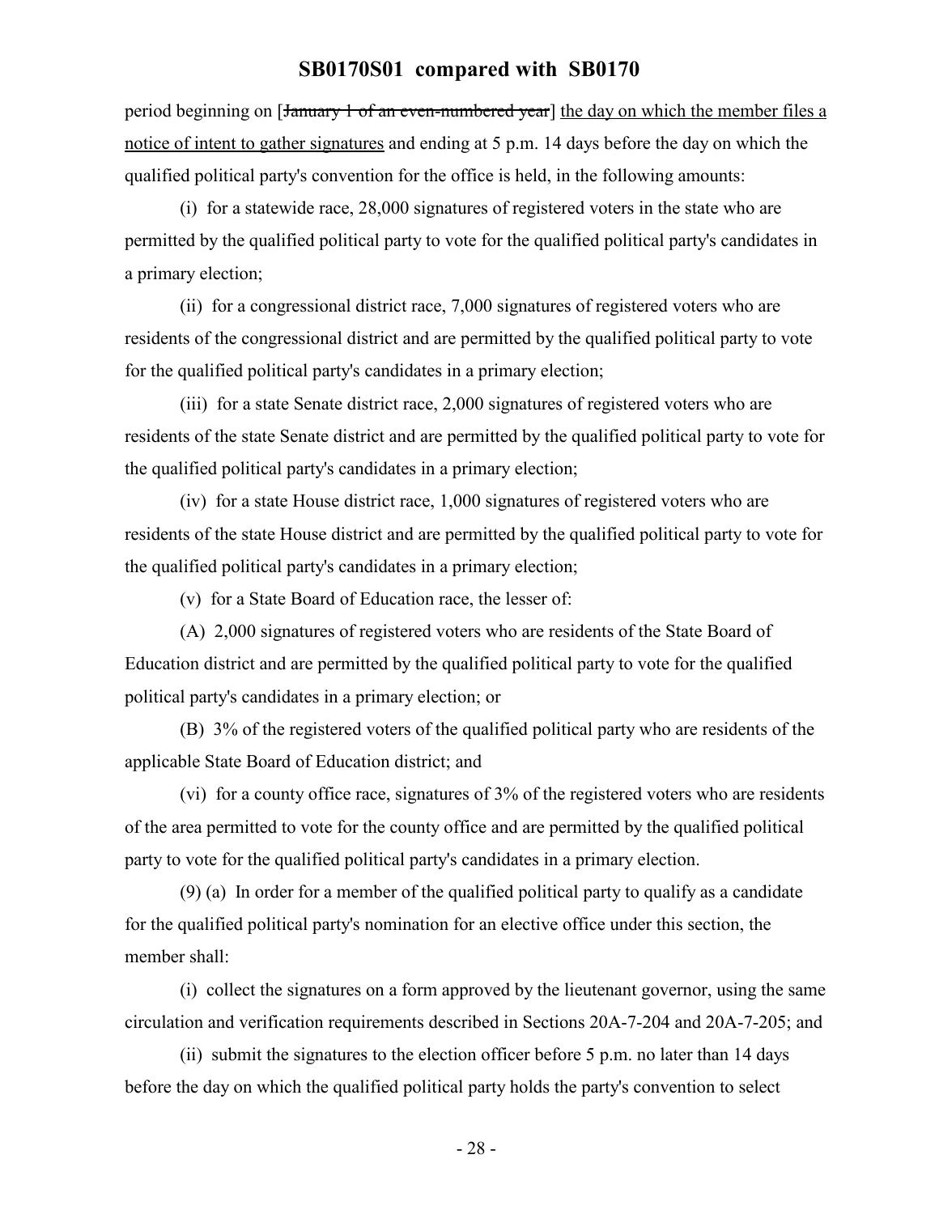period beginning on [~~January 1 of an even-numbered year~~] <u>the day on which the member files a notice of intent to gather signatures</u> and ending at 5 p.m. 14 days before the day on which the qualified political party's convention for the office is held, in the following amounts:

(i) for a statewide race, 28,000 signatures of registered voters in the state who are permitted by the qualified political party to vote for the qualified political party's candidates in a primary election;

(ii) for a congressional district race, 7,000 signatures of registered voters who are residents of the congressional district and are permitted by the qualified political party to vote for the qualified political party's candidates in a primary election;

(iii) for a state Senate district race, 2,000 signatures of registered voters who are residents of the state Senate district and are permitted by the qualified political party to vote for the qualified political party's candidates in a primary election;

(iv) for a state House district race, 1,000 signatures of registered voters who are residents of the state House district and are permitted by the qualified political party to vote for the qualified political party's candidates in a primary election;

(v) for a State Board of Education race, the lesser of:

(A) 2,000 signatures of registered voters who are residents of the State Board of Education district and are permitted by the qualified political party to vote for the qualified political party's candidates in a primary election; or

(B) 3% of the registered voters of the qualified political party who are residents of the applicable State Board of Education district; and

(vi) for a county office race, signatures of 3% of the registered voters who are residents of the area permitted to vote for the county office and are permitted by the qualified political party to vote for the qualified political party's candidates in a primary election.

(9) (a) In order for a member of the qualified political party to qualify as a candidate for the qualified political party's nomination for an elective office under this section, the member shall:

(i) collect the signatures on a form approved by the lieutenant governor, using the same circulation and verification requirements described in Sections 20A-7-204 and 20A-7-205; and

(ii) submit the signatures to the election officer before 5 p.m. no later than 14 days before the day on which the qualified political party holds the party's convention to select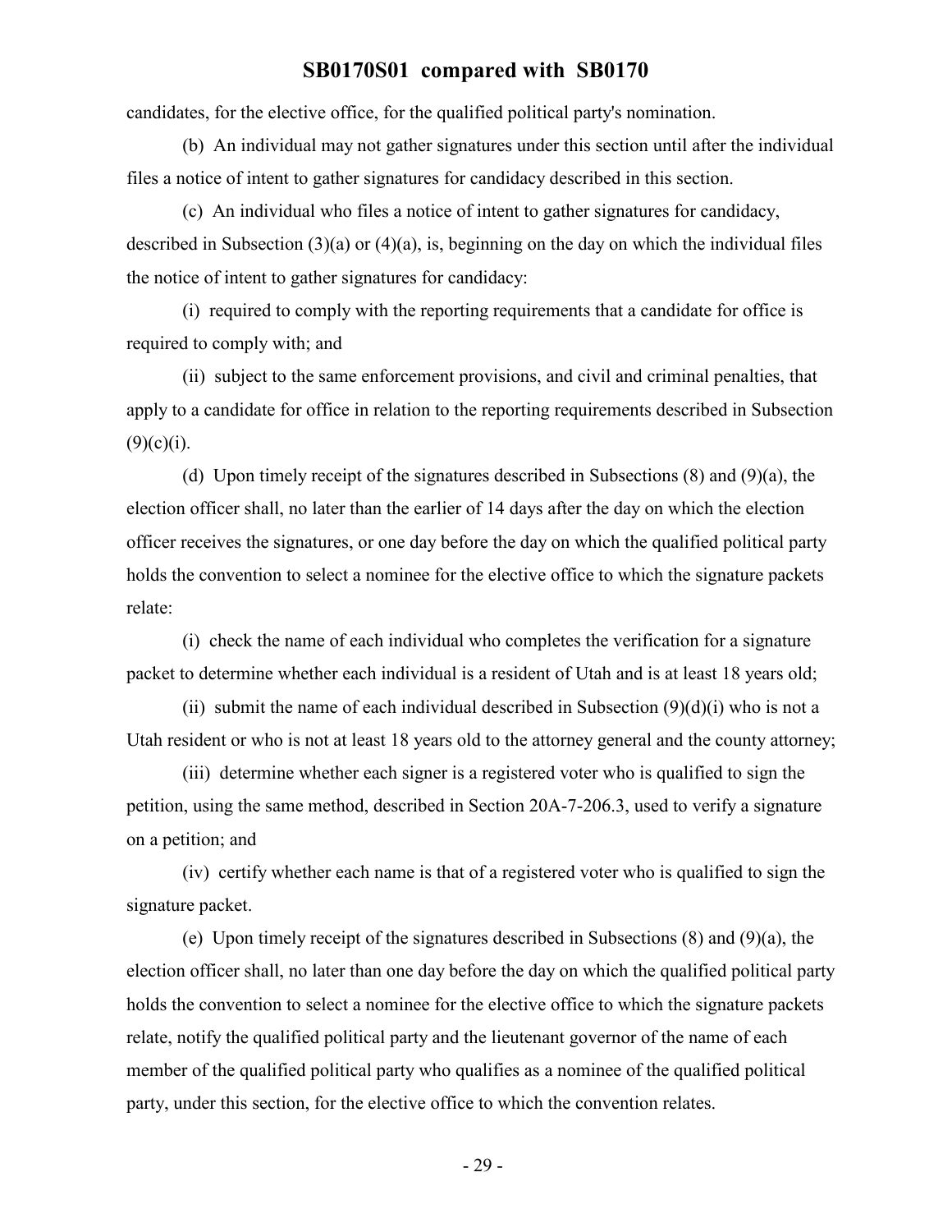candidates, for the elective office, for the qualified political party's nomination.

(b) An individual may not gather signatures under this section until after the individual files a notice of intent to gather signatures for candidacy described in this section.

(c) An individual who files a notice of intent to gather signatures for candidacy, described in Subsection (3)(a) or (4)(a), is, beginning on the day on which the individual files the notice of intent to gather signatures for candidacy:

(i) required to comply with the reporting requirements that a candidate for office is required to comply with; and

(ii) subject to the same enforcement provisions, and civil and criminal penalties, that apply to a candidate for office in relation to the reporting requirements described in Subsection (9)(c)(i).

(d) Upon timely receipt of the signatures described in Subsections (8) and (9)(a), the election officer shall, no later than the earlier of 14 days after the day on which the election officer receives the signatures, or one day before the day on which the qualified political party holds the convention to select a nominee for the elective office to which the signature packets relate:

(i) check the name of each individual who completes the verification for a signature packet to determine whether each individual is a resident of Utah and is at least 18 years old;

(ii) submit the name of each individual described in Subsection (9)(d)(i) who is not a Utah resident or who is not at least 18 years old to the attorney general and the county attorney;

(iii) determine whether each signer is a registered voter who is qualified to sign the petition, using the same method, described in Section 20A-7-206.3, used to verify a signature on a petition; and

(iv) certify whether each name is that of a registered voter who is qualified to sign the signature packet.

(e) Upon timely receipt of the signatures described in Subsections (8) and (9)(a), the election officer shall, no later than one day before the day on which the qualified political party holds the convention to select a nominee for the elective office to which the signature packets relate, notify the qualified political party and the lieutenant governor of the name of each member of the qualified political party who qualifies as a nominee of the qualified political party, under this section, for the elective office to which the convention relates.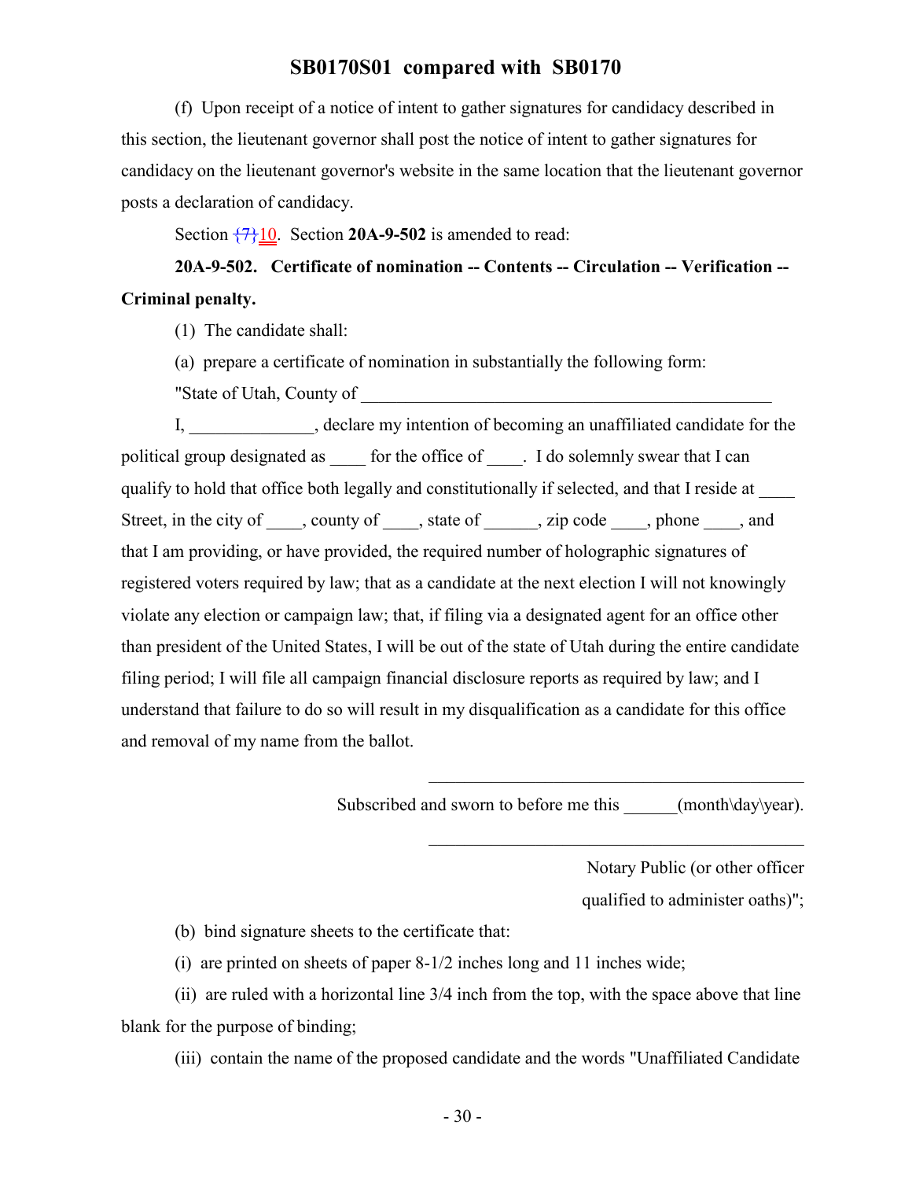(f) Upon receipt of a notice of intent to gather signatures for candidacy described in this section, the lieutenant governor shall post the notice of intent to gather signatures for candidacy on the lieutenant governor's website in the same location that the lieutenant governor posts a declaration of candidacy.

Section {7}10. Section **20A-9-502** is amended to read:

**20A-9-502. Certificate of nomination -- Contents -- Circulation -- Verification -- Criminal penalty.**

(1) The candidate shall:

(a) prepare a certificate of nomination in substantially the following form:

"State of Utah, County of ________________________________________________

I, ______________, declare my intention of becoming an unaffiliated candidate for the political group designated as ____ for the office of ____. I do solemnly swear that I can qualify to hold that office both legally and constitutionally if selected, and that I reside at ____ Street, in the city of ____, county of ____, state of ______, zip code ____, phone ____, and that I am providing, or have provided, the required number of holographic signatures of registered voters required by law; that as a candidate at the next election I will not knowingly violate any election or campaign law; that, if filing via a designated agent for an office other than president of the United States, I will be out of the state of Utah during the entire candidate filing period; I will file all campaign financial disclosure reports as required by law; and I understand that failure to do so will result in my disqualification as a candidate for this office and removal of my name from the ballot.

____________________________________________

Subscribed and sworn to before me this ______(month\day\year).

____________________________________________

Notary Public (or other officer qualified to administer oaths)";

(b) bind signature sheets to the certificate that:

(i) are printed on sheets of paper 8-1/2 inches long and 11 inches wide;

(ii) are ruled with a horizontal line 3/4 inch from the top, with the space above that line blank for the purpose of binding;

(iii) contain the name of the proposed candidate and the words "Unaffiliated Candidate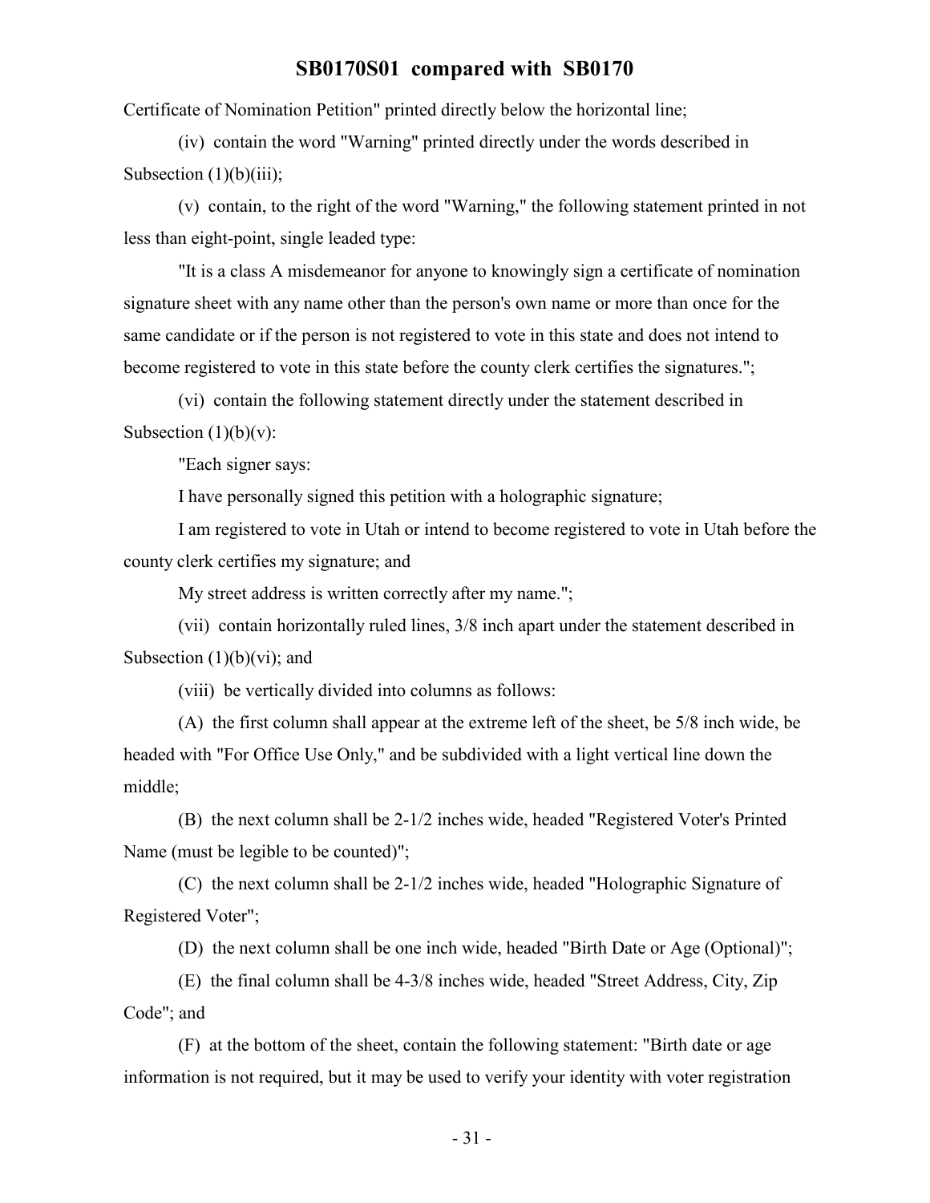Certificate of Nomination Petition" printed directly below the horizontal line;

(iv) contain the word "Warning" printed directly under the words described in Subsection (1)(b)(iii);

(v) contain, to the right of the word "Warning," the following statement printed in not less than eight-point, single leaded type:

"It is a class A misdemeanor for anyone to knowingly sign a certificate of nomination signature sheet with any name other than the person's own name or more than once for the same candidate or if the person is not registered to vote in this state and does not intend to become registered to vote in this state before the county clerk certifies the signatures.";

(vi) contain the following statement directly under the statement described in Subsection (1)(b)(v):

"Each signer says:

I have personally signed this petition with a holographic signature;

I am registered to vote in Utah or intend to become registered to vote in Utah before the county clerk certifies my signature; and

My street address is written correctly after my name.";

(vii) contain horizontally ruled lines, 3/8 inch apart under the statement described in Subsection (1)(b)(vi); and

(viii) be vertically divided into columns as follows:

(A) the first column shall appear at the extreme left of the sheet, be 5/8 inch wide, be headed with "For Office Use Only," and be subdivided with a light vertical line down the middle;

(B) the next column shall be 2-1/2 inches wide, headed "Registered Voter's Printed Name (must be legible to be counted)";

(C) the next column shall be 2-1/2 inches wide, headed "Holographic Signature of Registered Voter";

(D) the next column shall be one inch wide, headed "Birth Date or Age (Optional)";

(E) the final column shall be 4-3/8 inches wide, headed "Street Address, City, Zip Code"; and

(F) at the bottom of the sheet, contain the following statement: "Birth date or age information is not required, but it may be used to verify your identity with voter registration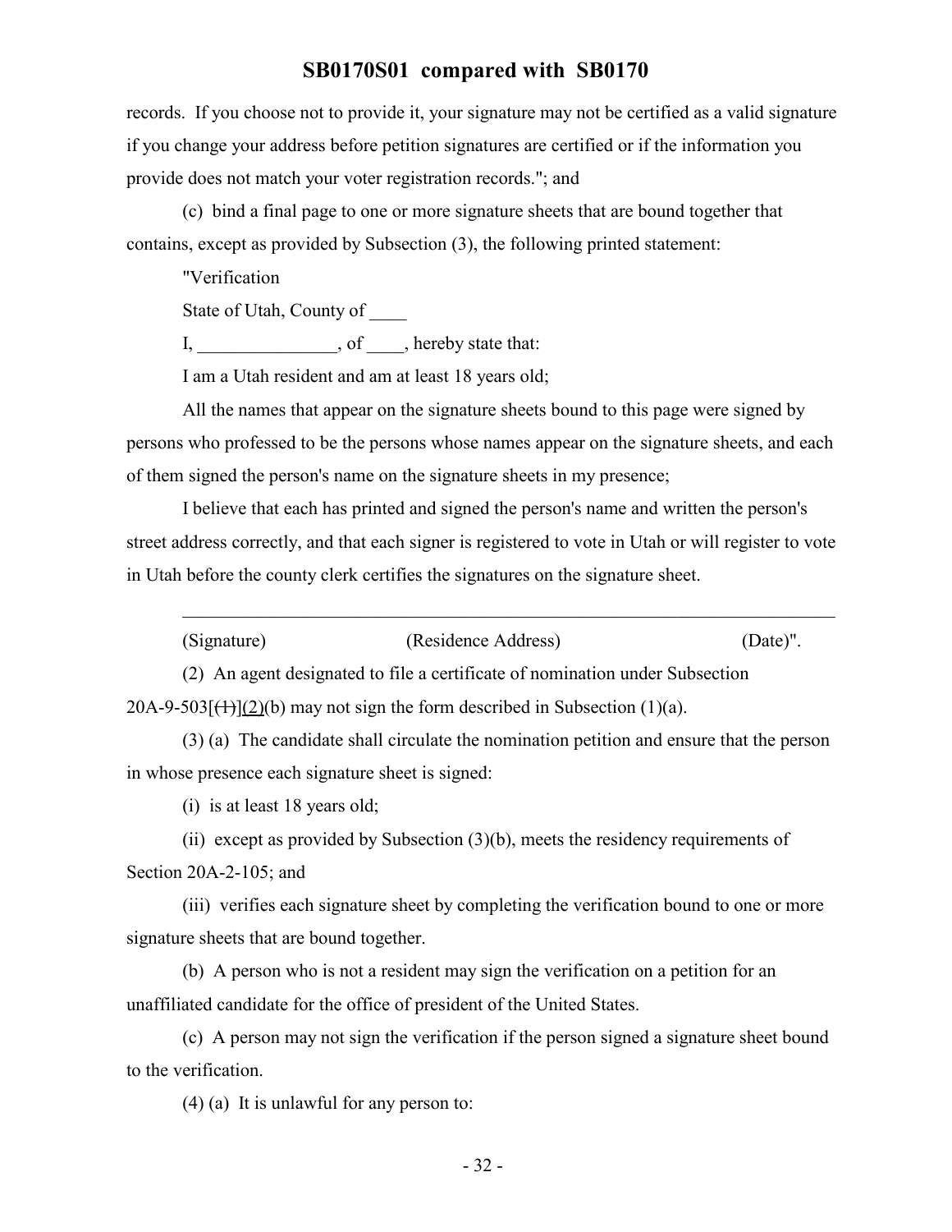records. If you choose not to provide it, your signature may not be certified as a valid signature if you change your address before petition signatures are certified or if the information you provide does not match your voter registration records."; and

(c) bind a final page to one or more signature sheets that are bound together that contains, except as provided by Subsection (3), the following printed statement:

"Verification

State of Utah, County of ____

I, _______________, of ____, hereby state that:

I am a Utah resident and am at least 18 years old;

All the names that appear on the signature sheets bound to this page were signed by persons who professed to be the persons whose names appear on the signature sheets, and each of them signed the person's name on the signature sheets in my presence;

I believe that each has printed and signed the person's name and written the person's street address correctly, and that each signer is registered to vote in Utah or will register to vote in Utah before the county clerk certifies the signatures on the signature sheet.

______________________________________________________________________

(Signature) (Residence Address) (Date)".

(2) An agent designated to file a certificate of nomination under Subsection 20A-9-503[~~(1)~~](2)(b) may not sign the form described in Subsection (1)(a).

(3) (a) The candidate shall circulate the nomination petition and ensure that the person in whose presence each signature sheet is signed:

(i) is at least 18 years old;

(ii) except as provided by Subsection (3)(b), meets the residency requirements of Section 20A-2-105; and

(iii) verifies each signature sheet by completing the verification bound to one or more signature sheets that are bound together.

(b) A person who is not a resident may sign the verification on a petition for an unaffiliated candidate for the office of president of the United States.

(c) A person may not sign the verification if the person signed a signature sheet bound to the verification.

(4) (a) It is unlawful for any person to: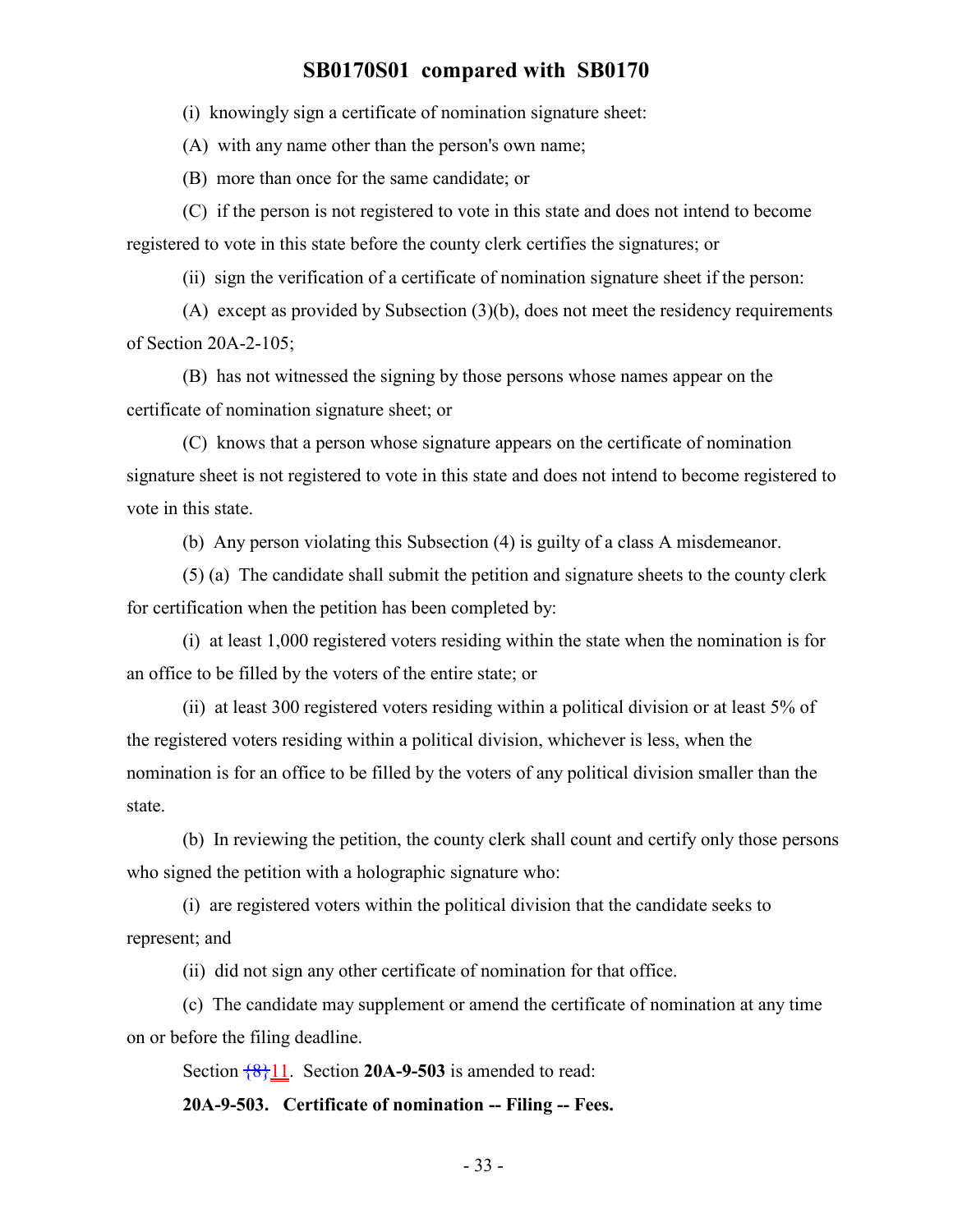(i) knowingly sign a certificate of nomination signature sheet:

(A) with any name other than the person's own name;

(B) more than once for the same candidate; or

(C) if the person is not registered to vote in this state and does not intend to become registered to vote in this state before the county clerk certifies the signatures; or

(ii) sign the verification of a certificate of nomination signature sheet if the person:

(A) except as provided by Subsection (3)(b), does not meet the residency requirements of Section 20A-2-105;

(B) has not witnessed the signing by those persons whose names appear on the certificate of nomination signature sheet; or

(C) knows that a person whose signature appears on the certificate of nomination signature sheet is not registered to vote in this state and does not intend to become registered to vote in this state.

(b) Any person violating this Subsection (4) is guilty of a class A misdemeanor.

(5) (a) The candidate shall submit the petition and signature sheets to the county clerk for certification when the petition has been completed by:

(i) at least 1,000 registered voters residing within the state when the nomination is for an office to be filled by the voters of the entire state; or

(ii) at least 300 registered voters residing within a political division or at least 5% of the registered voters residing within a political division, whichever is less, when the nomination is for an office to be filled by the voters of any political division smaller than the state.

(b) In reviewing the petition, the county clerk shall count and certify only those persons who signed the petition with a holographic signature who:

(i) are registered voters within the political division that the candidate seeks to represent; and

(ii) did not sign any other certificate of nomination for that office.

(c) The candidate may supplement or amend the certificate of nomination at any time on or before the filing deadline.

Section {8}11. Section **20A-9-503** is amended to read:

**20A-9-503. Certificate of nomination -- Filing -- Fees.**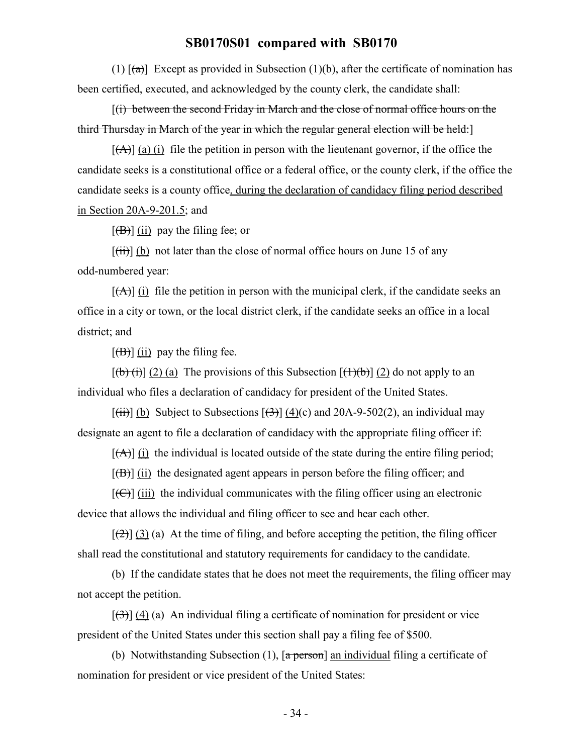(1) [~~(a)~~] Except as provided in Subsection (1)(b), after the certificate of nomination has been certified, executed, and acknowledged by the county clerk, the candidate shall:

[~~(i) between the second Friday in March and the close of normal office hours on the third Thursday in March of the year in which the regular general election will be held:~~]

[~~(A)~~] (a) (i) file the petition in person with the lieutenant governor, if the office the candidate seeks is a constitutional office or a federal office, or the county clerk, if the office the candidate seeks is a county office, during the declaration of candidacy filing period described in Section 20A-9-201.5; and

[~~(B)~~] (ii) pay the filing fee; or

[~~(ii)~~] (b) not later than the close of normal office hours on June 15 of any odd-numbered year:

[~~(A)~~] (i) file the petition in person with the municipal clerk, if the candidate seeks an office in a city or town, or the local district clerk, if the candidate seeks an office in a local district; and

[~~(B)~~] (ii) pay the filing fee.

[~~(b) (i)~~] (2) (a) The provisions of this Subsection [~~(1)(b)~~] (2) do not apply to an individual who files a declaration of candidacy for president of the United States.

[~~(ii)~~] (b) Subject to Subsections [~~(3)~~] (4)(c) and 20A-9-502(2), an individual may designate an agent to file a declaration of candidacy with the appropriate filing officer if:

[~~(A)~~] (i) the individual is located outside of the state during the entire filing period;

[~~(B)~~] (ii) the designated agent appears in person before the filing officer; and

[~~(C)~~] (iii) the individual communicates with the filing officer using an electronic device that allows the individual and filing officer to see and hear each other.

[~~(2)~~] (3) (a) At the time of filing, and before accepting the petition, the filing officer shall read the constitutional and statutory requirements for candidacy to the candidate.

(b) If the candidate states that he does not meet the requirements, the filing officer may not accept the petition.

[~~(3)~~] (4) (a) An individual filing a certificate of nomination for president or vice president of the United States under this section shall pay a filing fee of $500.

(b) Notwithstanding Subsection (1), [~~a person~~] an individual filing a certificate of nomination for president or vice president of the United States: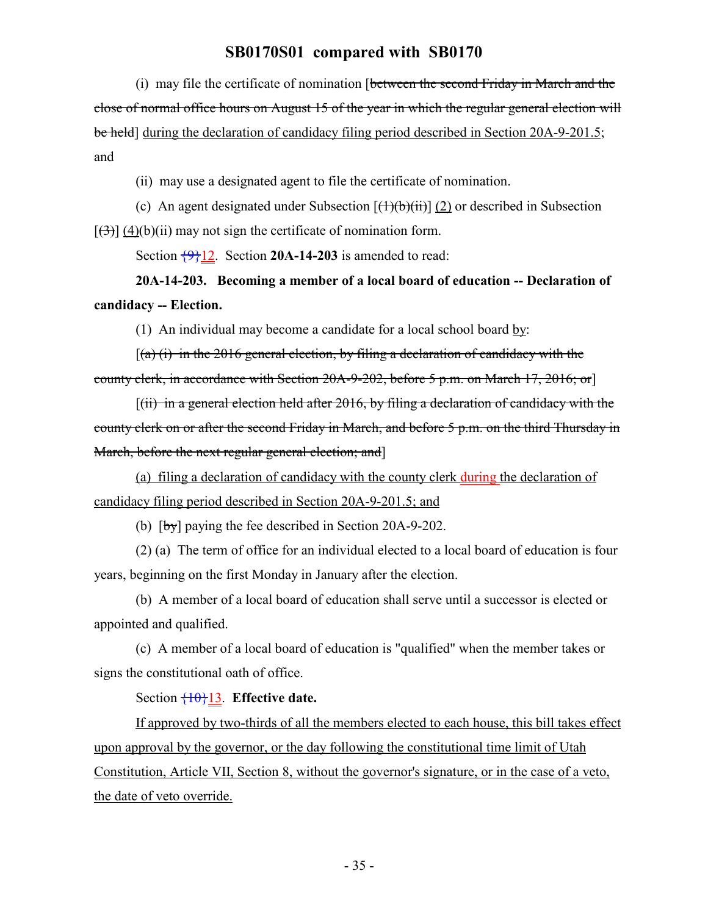(i) may file the certificate of nomination [~~between the second Friday in March and the close of normal office hours on August 15 of the year in which the regular general election will be held~~] during the declaration of candidacy filing period described in Section 20A-9-201.5; and

(ii) may use a designated agent to file the certificate of nomination.

(c) An agent designated under Subsection [~~(1)(b)(ii)~~] (2) or described in Subsection [~~(3)~~] (4)(b)(ii) may not sign the certificate of nomination form.

Section ~~{9}~~12. Section **20A-14-203** is amended to read:

**20A-14-203. Becoming a member of a local board of education -- Declaration of candidacy -- Election.**

(1) An individual may become a candidate for a local school board by:

[~~(a) (i) in the 2016 general election, by filing a declaration of candidacy with the county clerk, in accordance with Section 20A-9-202, before 5 p.m. on March 17, 2016; or~~]

[~~(ii) in a general election held after 2016, by filing a declaration of candidacy with the county clerk on or after the second Friday in March, and before 5 p.m. on the third Thursday in March, before the next regular general election; and~~]

(a) filing a declaration of candidacy with the county clerk during the declaration of candidacy filing period described in Section 20A-9-201.5; and

(b) [~~by~~] paying the fee described in Section 20A-9-202.

(2) (a) The term of office for an individual elected to a local board of education is four years, beginning on the first Monday in January after the election.

(b) A member of a local board of education shall serve until a successor is elected or appointed and qualified.

(c) A member of a local board of education is "qualified" when the member takes or signs the constitutional oath of office.

Section ~~{10}~~13. **Effective date.**

If approved by two-thirds of all the members elected to each house, this bill takes effect upon approval by the governor, or the day following the constitutional time limit of Utah Constitution, Article VII, Section 8, without the governor's signature, or in the case of a veto, the date of veto override.